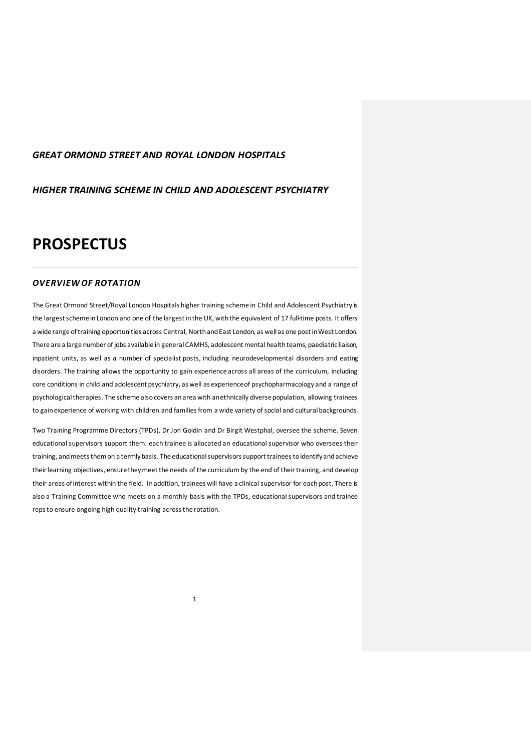***GREAT ORMOND STREET AND ROYAL LONDON HOSPITALS***

***HIGHER TRAINING SCHEME IN CHILD AND ADOLESCENT PSYCHIATRY***

# PROSPECTUS

---

## *OVERVIEW OF ROTATION*

The Great Ormond Street/Royal London Hospitals higher training scheme in Child and Adolescent Psychiatry is the largest scheme in London and one of the largest in the UK, with the equivalent of 17 full-time posts. It offers a wide range of training opportunities across Central, North and East London, as well as one post in West London. There are a large number of jobs available in general CAMHS, adolescent mental health teams, paediatric liaison, inpatient units, as well as a number of specialist posts, including neurodevelopmental disorders and eating disorders. The training allows the opportunity to gain experience across all areas of the curriculum, including core conditions in child and adolescent psychiatry, as well as experience of psychopharmacology and a range of psychological therapies. The scheme also covers an area with an ethnically diverse population, allowing trainees to gain experience of working with children and families from a wide variety of social and cultural backgrounds.

Two Training Programme Directors (TPDs), Dr Jon Goldin and Dr Birgit Westphal, oversee the scheme. Seven educational supervisors support them: each trainee is allocated an educational supervisor who oversees their training, and meets them on a termly basis. The educational supervisors support trainees to identify and achieve their learning objectives, ensure they meet the needs of the curriculum by the end of their training, and develop their areas of interest within the field. In addition, trainees will have a clinical supervisor for each post. There is also a Training Committee who meets on a monthly basis with the TPDs, educational supervisors and trainee reps to ensure ongoing high quality training across the rotation.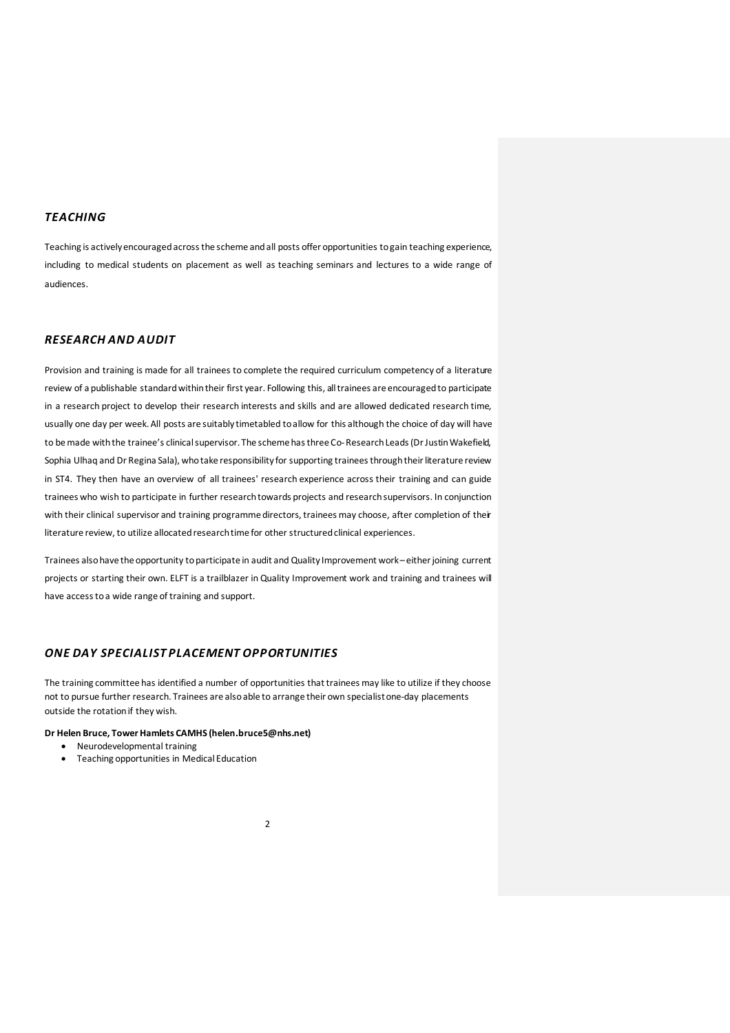## *TEACHING*

Teaching is actively encouraged across the scheme and all posts offer opportunities to gain teaching experience, including to medical students on placement as well as teaching seminars and lectures to a wide range of audiences.

## *RESEARCH AND AUDIT*

Provision and training is made for all trainees to complete the required curriculum competency of a literature review of a publishable standard within their first year. Following this, all trainees are encouraged to participate in a research project to develop their research interests and skills and are allowed dedicated research time, usually one day per week. All posts are suitably timetabled to allow for this although the choice of day will have to be made with the trainee's clinical supervisor. The scheme has three Co- Research Leads (Dr Justin Wakefield, Sophia Ulhaq and Dr Regina Sala), who take responsibility for supporting trainees through their literature review in ST4. They then have an overview of all trainees' research experience across their training and can guide trainees who wish to participate in further research towards projects and research supervisors. In conjunction with their clinical supervisor and training programme directors, trainees may choose, after completion of their literature review, to utilize allocated research time for other structured clinical experiences.

Trainees also have the opportunity to participate in audit and Quality Improvement work – either joining current projects or starting their own. ELFT is a trailblazer in Quality Improvement work and training and trainees will have access to a wide range of training and support.

## *ONE DAY SPECIALIST PLACEMENT OPPORTUNITIES*

The training committee has identified a number of opportunities that trainees may like to utilize if they choose not to pursue further research. Trainees are also able to arrange their own specialist one-day placements outside the rotation if they wish.

**Dr Helen Bruce, Tower Hamlets CAMHS (helen.bruce5@nhs.net)**

- Neurodevelopmental training
- Teaching opportunities in Medical Education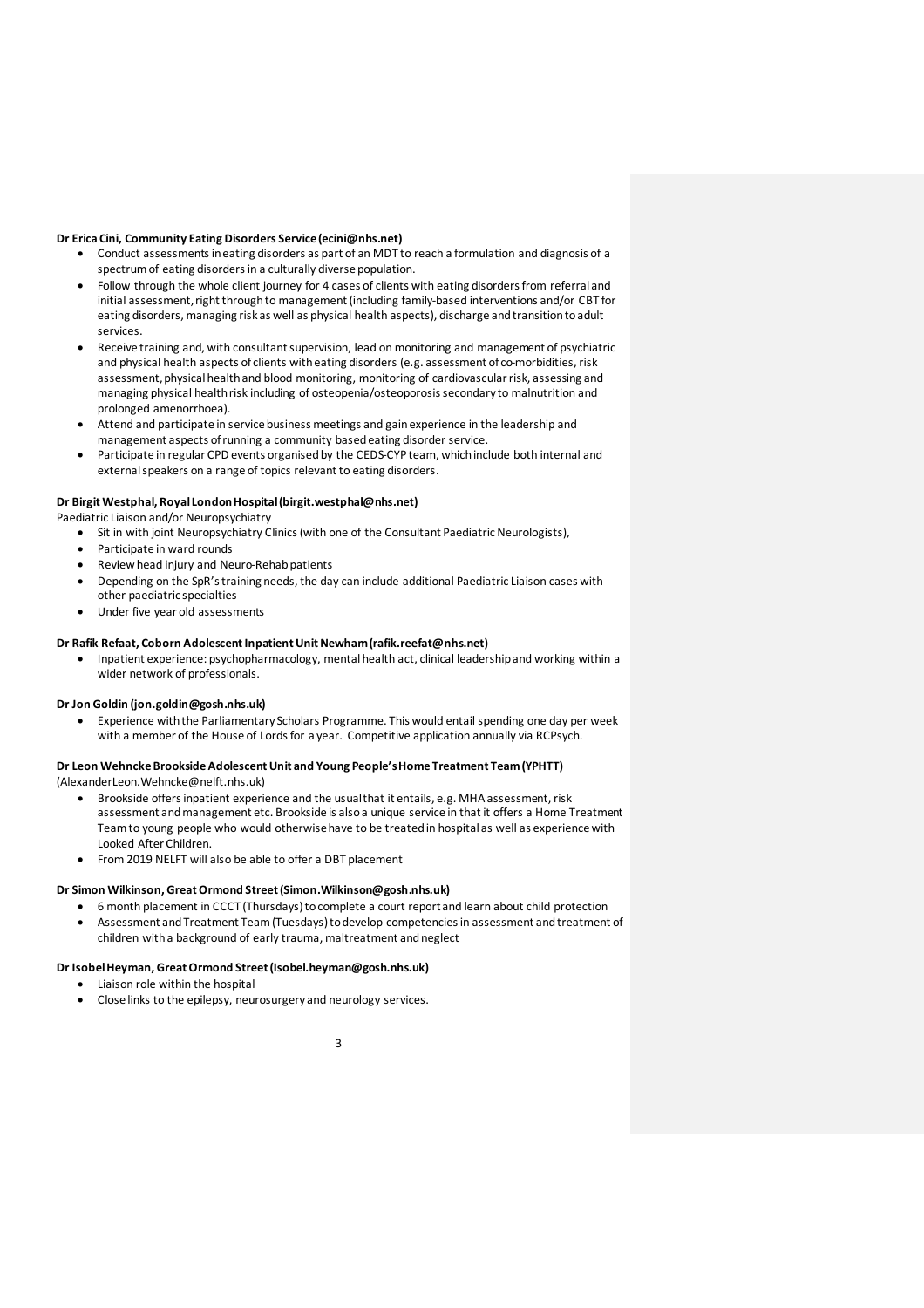**Dr Erica Cini, Community Eating Disorders Service (ecini@nhs.net)**

- Conduct assessments in eating disorders as part of an MDT to reach a formulation and diagnosis of a spectrum of eating disorders in a culturally diverse population.
- Follow through the whole client journey for 4 cases of clients with eating disorders from referral and initial assessment, right through to management (including family-based interventions and/or CBT for eating disorders, managing risk as well as physical health aspects), discharge and transition to adult services.
- Receive training and, with consultant supervision, lead on monitoring and management of psychiatric and physical health aspects of clients with eating disorders (e.g. assessment of co-morbidities, risk assessment, physical health and blood monitoring, monitoring of cardiovascular risk, assessing and managing physical health risk including of osteopenia/osteoporosis secondary to malnutrition and prolonged amenorrhoea).
- Attend and participate in service business meetings and gain experience in the leadership and management aspects of running a community based eating disorder service.
- Participate in regular CPD events organised by the CEDS-CYP team, which include both internal and external speakers on a range of topics relevant to eating disorders.

**Dr Birgit Westphal, Royal London Hospital (birgit.westphal@nhs.net)**

Paediatric Liaison and/or Neuropsychiatry

- Sit in with joint Neuropsychiatry Clinics (with one of the Consultant Paediatric Neurologists),
- Participate in ward rounds
- Review head injury and Neuro-Rehab patients
- Depending on the SpR's training needs, the day can include additional Paediatric Liaison cases with other paediatric specialties
- Under five year old assessments

**Dr Rafik Refaat, Coborn Adolescent Inpatient Unit Newham (rafik.reefat@nhs.net)**

- Inpatient experience: psychopharmacology, mental health act, clinical leadership and working within a wider network of professionals.

**Dr Jon Goldin (jon.goldin@gosh.nhs.uk)**

- Experience with the Parliamentary Scholars Programme. This would entail spending one day per week with a member of the House of Lords for a year. Competitive application annually via RCPsych.

**Dr Leon Wehncke Brookside Adolescent Unit and Young People's Home Treatment Team (YPHTT)**

(AlexanderLeon.Wehncke@nelft.nhs.uk)

- Brookside offers inpatient experience and the usual that it entails, e.g. MHA assessment, risk assessment and management etc. Brookside is also a unique service in that it offers a Home Treatment Team to young people who would otherwise have to be treated in hospital as well as experience with Looked After Children.
- From 2019 NELFT will also be able to offer a DBT placement

**Dr Simon Wilkinson, Great Ormond Street (Simon.Wilkinson@gosh.nhs.uk)**

- 6 month placement in CCCT (Thursdays) to complete a court report and learn about child protection
- Assessment and Treatment Team (Tuesdays) to develop competencies in assessment and treatment of children with a background of early trauma, maltreatment and neglect

**Dr Isobel Heyman, Great Ormond Street (Isobel.heyman@gosh.nhs.uk)**

- Liaison role within the hospital
- Close links to the epilepsy, neurosurgery and neurology services.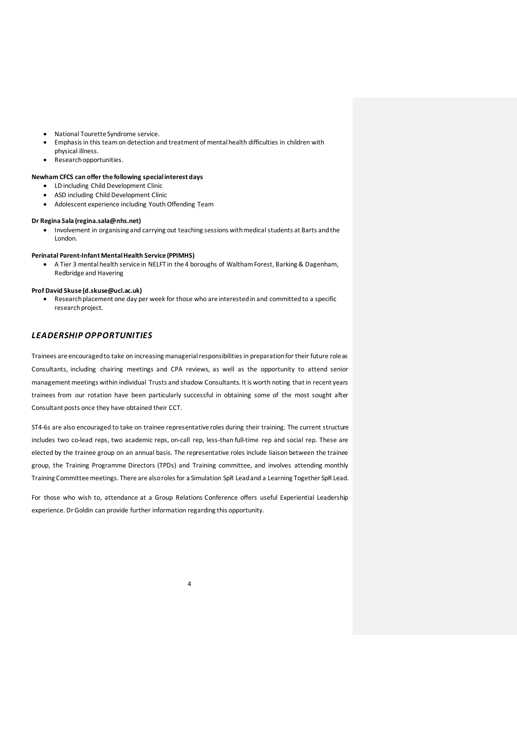- National Tourette Syndrome service.
- Emphasis in this team on detection and treatment of mental health difficulties in children with physical illness.
- Research opportunities.

**Newham CFCS can offer the following special interest days**

- LD including Child Development Clinic
- ASD including Child Development Clinic
- Adolescent experience including Youth Offending Team

**Dr Regina Sala (regina.sala@nhs.net)**

- Involvement in organising and carrying out teaching sessions with medical students at Barts and the London.

**Perinatal Parent-Infant Mental Health Service (PPIMHS)**

- A Tier 3 mental health service in NELFT in the 4 boroughs of Waltham Forest, Barking & Dagenham, Redbridge and Havering

**Prof David Skuse (d.skuse@ucl.ac.uk)**

- Research placement one day per week for those who are interested in and committed to a specific research project.

## *LEADERSHIP OPPORTUNITIES*

Trainees are encouraged to take on increasing managerial responsibilities in preparation for their future role as Consultants, including chairing meetings and CPA reviews, as well as the opportunity to attend senior management meetings within individual Trusts and shadow Consultants. It is worth noting that in recent years trainees from our rotation have been particularly successful in obtaining some of the most sought after Consultant posts once they have obtained their CCT.

ST4-6s are also encouraged to take on trainee representative roles during their training. The current structure includes two co-lead reps, two academic reps, on-call rep, less-than full-time rep and social rep. These are elected by the trainee group on an annual basis. The representative roles include liaison between the trainee group, the Training Programme Directors (TPDs) and Training committee, and involves attending monthly Training Committee meetings. There are also roles for a Simulation SpR Lead and a Learning Together SpR Lead.

For those who wish to, attendance at a Group Relations Conference offers useful Experiential Leadership experience. Dr Goldin can provide further information regarding this opportunity.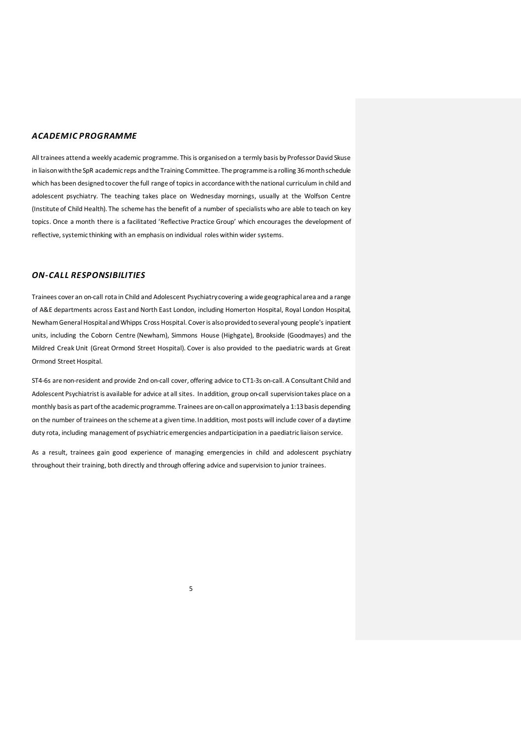## *ACADEMIC PROGRAMME*

All trainees attend a weekly academic programme. This is organised on a termly basis by Professor David Skuse in liaison with the SpR academic reps and the Training Committee. The programme is a rolling 36 month schedule which has been designed to cover the full range of topics in accordance with the national curriculum in child and adolescent psychiatry. The teaching takes place on Wednesday mornings, usually at the Wolfson Centre (Institute of Child Health). The scheme has the benefit of a number of specialists who are able to teach on key topics. Once a month there is a facilitated 'Reflective Practice Group' which encourages the development of reflective, systemic thinking with an emphasis on individual roles within wider systems.

## *ON-CALL RESPONSIBILITIES*

Trainees cover an on-call rota in Child and Adolescent Psychiatry covering a wide geographical area and a range of A&E departments across East and North East London, including Homerton Hospital, Royal London Hospital, Newham General Hospital and Whipps Cross Hospital. Cover is also provided to several young people's inpatient units, including the Coborn Centre (Newham), Simmons House (Highgate), Brookside (Goodmayes) and the Mildred Creak Unit (Great Ormond Street Hospital). Cover is also provided to the paediatric wards at Great Ormond Street Hospital.

ST4-6s are non-resident and provide 2nd on-call cover, offering advice to CT1-3s on-call. A Consultant Child and Adolescent Psychiatrist is available for advice at all sites. In addition, group on-call supervision takes place on a monthly basis as part of the academic programme. Trainees are on-call on approximately a 1:13 basis depending on the number of trainees on the scheme at a given time. In addition, most posts will include cover of a daytime duty rota, including management of psychiatric emergencies and participation in a paediatric liaison service.

As a result, trainees gain good experience of managing emergencies in child and adolescent psychiatry throughout their training, both directly and through offering advice and supervision to junior trainees.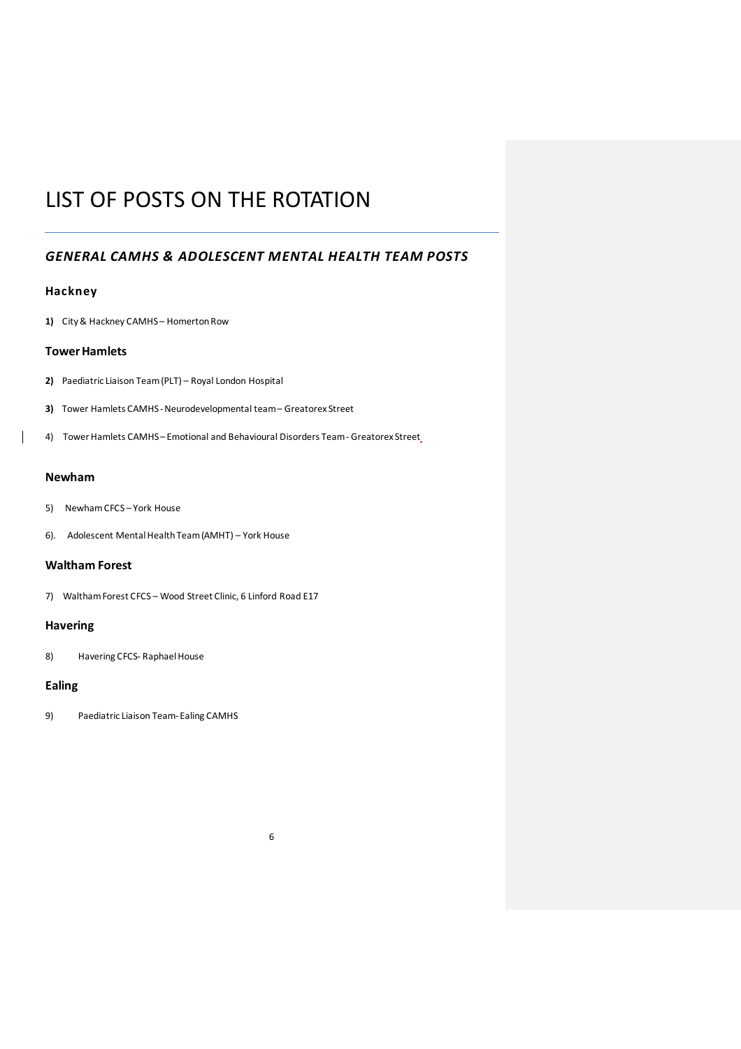# LIST OF POSTS ON THE ROTATION

## *GENERAL CAMHS & ADOLESCENT MENTAL HEALTH TEAM POSTS*

### Hackney

**1)** City & Hackney CAMHS – Homerton Row

### Tower Hamlets

**2)** Paediatric Liaison Team (PLT) – Royal London Hospital

**3)** Tower Hamlets CAMHS - Neurodevelopmental team – Greatorex Street

4) Tower Hamlets CAMHS – Emotional and Behavioural Disorders Team - Greatorex Street

### Newham

5) Newham CFCS – York House

6). Adolescent Mental Health Team (AMHT) – York House

### Waltham Forest

7) Waltham Forest CFCS – Wood Street Clinic, 6 Linford Road E17

### Havering

8) Havering CFCS- Raphael House

### Ealing

9) Paediatric Liaison Team- Ealing CAMHS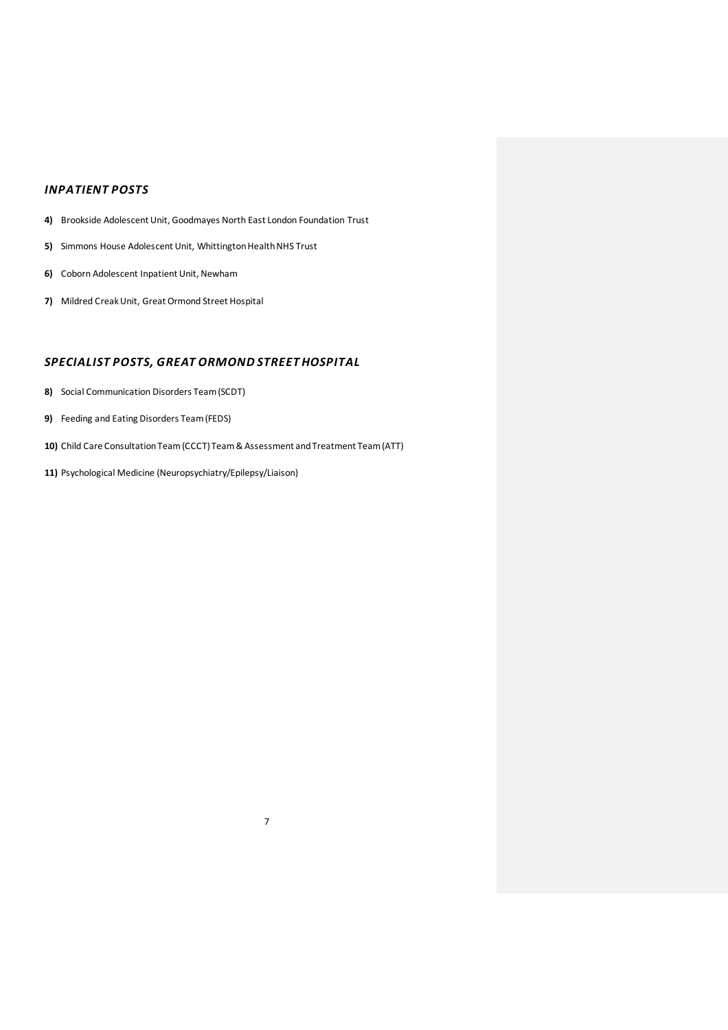### *INPATIENT POSTS*

**4)** Brookside Adolescent Unit, Goodmayes North East London Foundation Trust

**5)** Simmons House Adolescent Unit, Whittington Health NHS Trust

**6)** Coborn Adolescent Inpatient Unit, Newham

**7)** Mildred Creak Unit, Great Ormond Street Hospital

### *SPECIALIST POSTS, GREAT ORMOND STREET HOSPITAL*

**8)** Social Communication Disorders Team (SCDT)

**9)** Feeding and Eating Disorders Team (FEDS)

**10)** Child Care Consultation Team (CCCT) Team & Assessment and Treatment Team (ATT)

**11)** Psychological Medicine (Neuropsychiatry/Epilepsy/Liaison)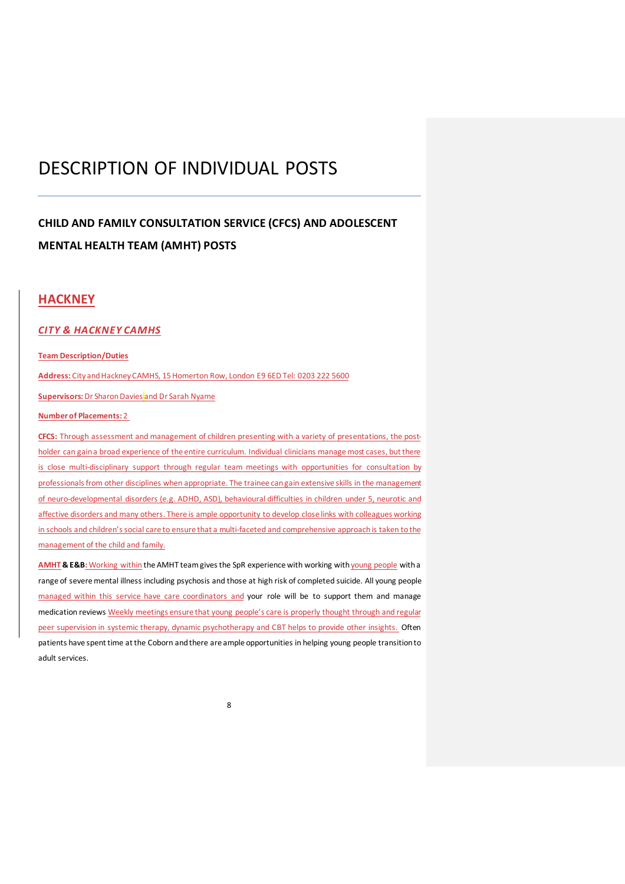# DESCRIPTION OF INDIVIDUAL POSTS

## CHILD AND FAMILY CONSULTATION SERVICE (CFCS) AND ADOLESCENT MENTAL HEALTH TEAM (AMHT) POSTS

## HACKNEY

### *CITY & HACKNEY CAMHS*

**Team Description/Duties**

**Address:** City and Hackney CAMHS, 15 Homerton Row, London E9 6ED Tel: 0203 222 5600

**Supervisors:** Dr Sharon Davies and Dr Sarah Nyame

**Number of Placements:** 2

**CFCS:** Through assessment and management of children presenting with a variety of presentations, the post-holder can gain a broad experience of the entire curriculum. Individual clinicians manage most cases, but there is close multi-disciplinary support through regular team meetings with opportunities for consultation by professionals from other disciplines when appropriate. The trainee can gain extensive skills in the management of neuro-developmental disorders (e.g. ADHD, ASD), behavioural difficulties in children under 5, neurotic and affective disorders and many others. There is ample opportunity to develop close links with colleagues working in schools and children's social care to ensure that a multi-faceted and comprehensive approach is taken to the management of the child and family.

**AMHT & E&B**: Working within the AMHT team gives the SpR experience with working with young people with a range of severe mental illness including psychosis and those at high risk of completed suicide. All young people managed within this service have care coordinators and your role will be to support them and manage medication reviews Weekly meetings ensure that young people's care is properly thought through and regular peer supervision in systemic therapy, dynamic psychotherapy and CBT helps to provide other insights. Often patients have spent time at the Coborn and there are ample opportunities in helping young people transition to adult services.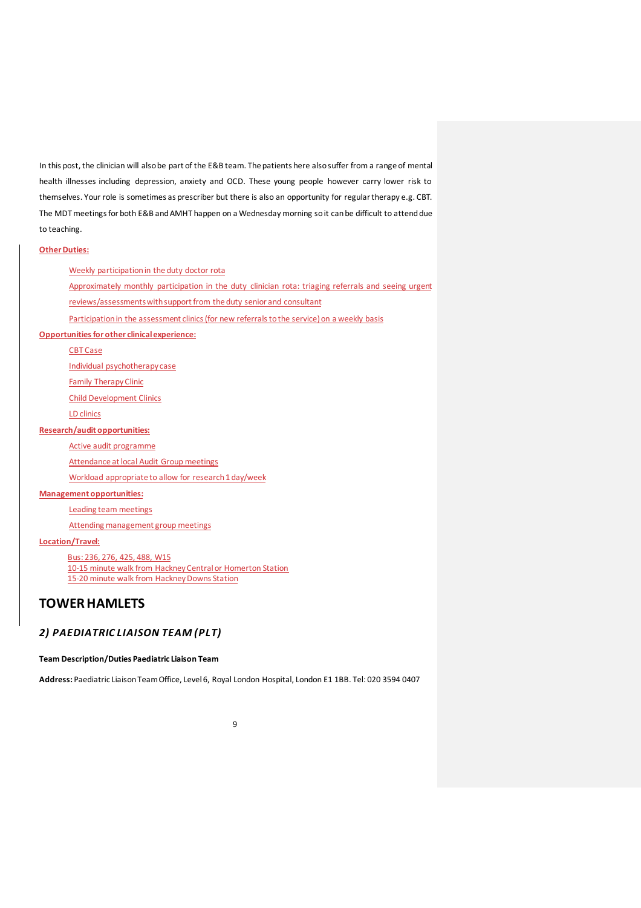In this post, the clinician will also be part of the E&B team. The patients here also suffer from a range of mental health illnesses including depression, anxiety and OCD. These young people however carry lower risk to themselves. Your role is sometimes as prescriber but there is also an opportunity for regular therapy e.g. CBT. The MDT meetings for both E&B and AMHT happen on a Wednesday morning so it can be difficult to attend due to teaching.

**Other Duties:**

- Weekly participation in the duty doctor rota
- Approximately monthly participation in the duty clinician rota: triaging referrals and seeing urgent reviews/assessments with support from the duty senior and consultant
- Participation in the assessment clinics (for new referrals to the service) on a weekly basis

**Opportunities for other clinical experience:**

- CBT Case
- Individual psychotherapy case
- Family Therapy Clinic
- Child Development Clinics
- LD clinics

**Research/audit opportunities:**

- Active audit programme
- Attendance at local Audit Group meetings
- Workload appropriate to allow for research 1 day/week

**Management opportunities:**

- Leading team meetings
- Attending management group meetings

**Location/Travel:**

- Bus: 236, 276, 425, 488, W15
- 10-15 minute walk from Hackney Central or Homerton Station
- 15-20 minute walk from Hackney Downs Station

# TOWER HAMLETS

## *2) PAEDIATRIC LIAISON TEAM (PLT)*

**Team Description/Duties Paediatric Liaison Team**

**Address:** Paediatric Liaison Team Office, Level 6, Royal London Hospital, London E1 1BB. Tel: 020 3594 0407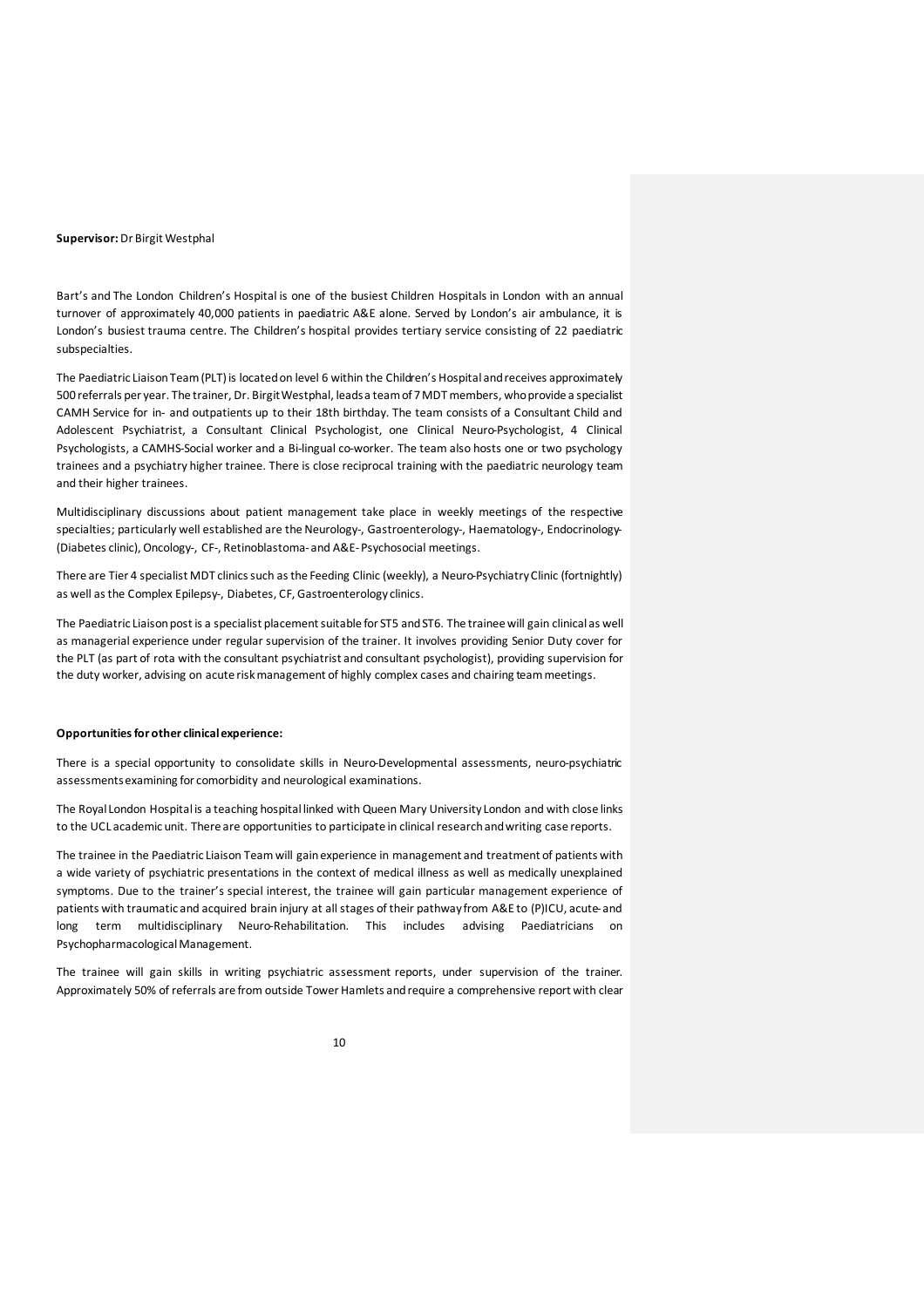**Supervisor:** Dr Birgit Westphal

Bart's and The London Children's Hospital is one of the busiest Children Hospitals in London with an annual turnover of approximately 40,000 patients in paediatric A&E alone. Served by London's air ambulance, it is London's busiest trauma centre. The Children's hospital provides tertiary service consisting of 22 paediatric subspecialties.

The Paediatric Liaison Team (PLT) is located on level 6 within the Children's Hospital and receives approximately 500 referrals per year. The trainer, Dr. Birgit Westphal, leads a team of 7 MDT members, who provide a specialist CAMH Service for in- and outpatients up to their 18th birthday. The team consists of a Consultant Child and Adolescent Psychiatrist, a Consultant Clinical Psychologist, one Clinical Neuro-Psychologist, 4 Clinical Psychologists, a CAMHS-Social worker and a Bi-lingual co-worker. The team also hosts one or two psychology trainees and a psychiatry higher trainee. There is close reciprocal training with the paediatric neurology team and their higher trainees.

Multidisciplinary discussions about patient management take place in weekly meetings of the respective specialties; particularly well established are the Neurology-, Gastroenterology-, Haematology-, Endocrinology- (Diabetes clinic), Oncology-, CF-, Retinoblastoma- and A&E- Psychosocial meetings.

There are Tier 4 specialist MDT clinics such as the Feeding Clinic (weekly), a Neuro-Psychiatry Clinic (fortnightly) as well as the Complex Epilepsy-, Diabetes, CF, Gastroenterology clinics.

The Paediatric Liaison post is a specialist placement suitable for ST5 and ST6. The trainee will gain clinical as well as managerial experience under regular supervision of the trainer. It involves providing Senior Duty cover for the PLT (as part of rota with the consultant psychiatrist and consultant psychologist), providing supervision for the duty worker, advising on acute risk management of highly complex cases and chairing team meetings.

**Opportunities for other clinical experience:**

There is a special opportunity to consolidate skills in Neuro-Developmental assessments, neuro-psychiatric assessments examining for comorbidity and neurological examinations.

The Royal London Hospital is a teaching hospital linked with Queen Mary University London and with close links to the UCL academic unit. There are opportunities to participate in clinical research and writing case reports.

The trainee in the Paediatric Liaison Team will gain experience in management and treatment of patients with a wide variety of psychiatric presentations in the context of medical illness as well as medically unexplained symptoms. Due to the trainer's special interest, the trainee will gain particular management experience of patients with traumatic and acquired brain injury at all stages of their pathway from A&E to (P)ICU, acute- and long term multidisciplinary Neuro-Rehabilitation. This includes advising Paediatricians on Psychopharmacological Management.

The trainee will gain skills in writing psychiatric assessment reports, under supervision of the trainer. Approximately 50% of referrals are from outside Tower Hamlets and require a comprehensive report with clear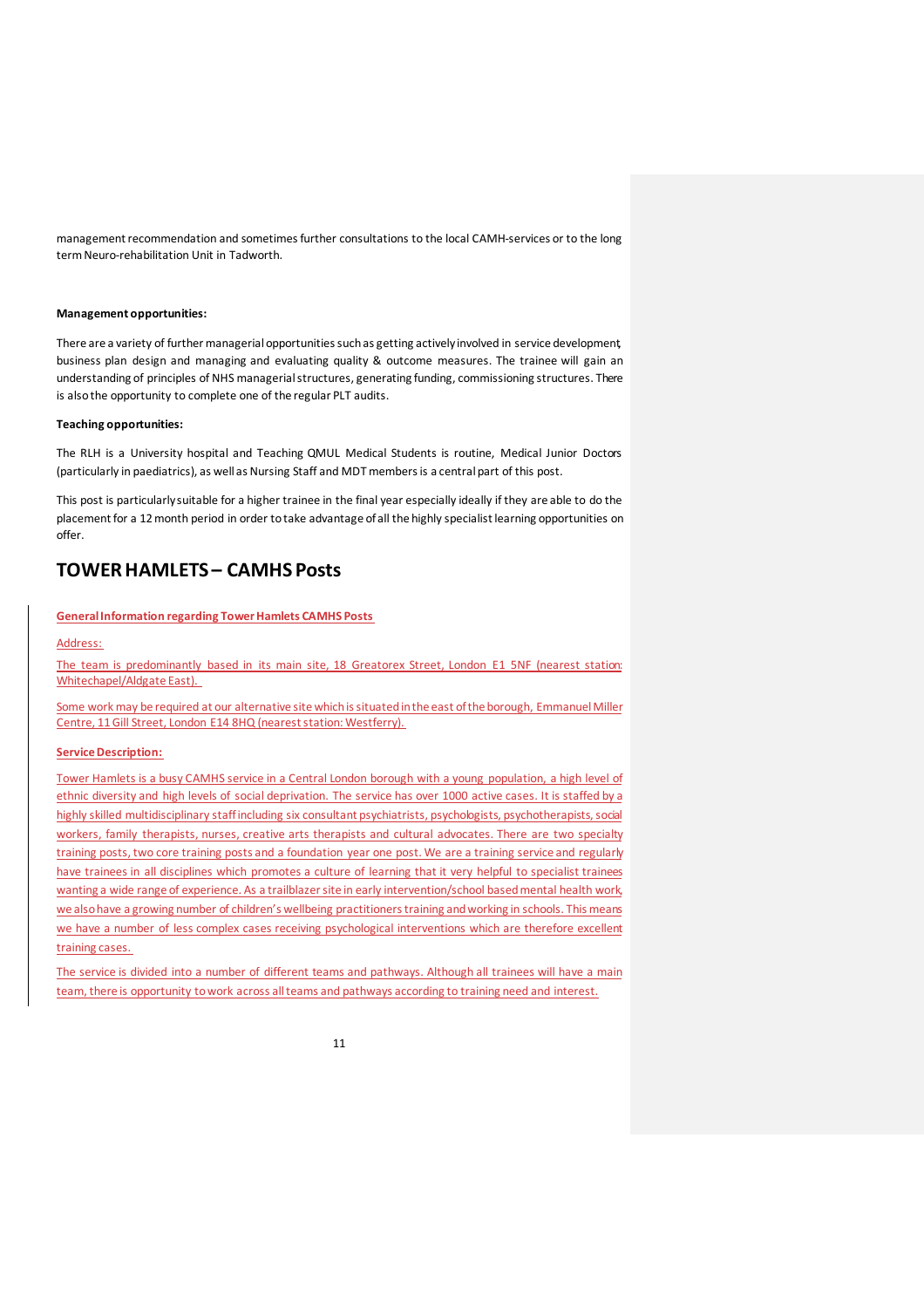management recommendation and sometimes further consultations to the local CAMH-services or to the long term Neuro-rehabilitation Unit in Tadworth.

**Management opportunities:**

There are a variety of further managerial opportunities such as getting actively involved in service development, business plan design and managing and evaluating quality & outcome measures. The trainee will gain an understanding of principles of NHS managerial structures, generating funding, commissioning structures. There is also the opportunity to complete one of the regular PLT audits.

**Teaching opportunities:**

The RLH is a University hospital and Teaching QMUL Medical Students is routine, Medical Junior Doctors (particularly in paediatrics), as well as Nursing Staff and MDT members is a central part of this post.

This post is particularly suitable for a higher trainee in the final year especially ideally if they are able to do the placement for a 12 month period in order to take advantage of all the highly specialist learning opportunities on offer.

## TOWER HAMLETS – CAMHS Posts

**General Information regarding Tower Hamlets CAMHS Posts**

Address:

The team is predominantly based in its main site, 18 Greatorex Street, London E1 5NF (nearest station: Whitechapel/Aldgate East).

Some work may be required at our alternative site which is situated in the east of the borough, Emmanuel Miller Centre, 11 Gill Street, London E14 8HQ (nearest station: Westferry).

**Service Description:**

Tower Hamlets is a busy CAMHS service in a Central London borough with a young population, a high level of ethnic diversity and high levels of social deprivation. The service has over 1000 active cases. It is staffed by a highly skilled multidisciplinary staff including six consultant psychiatrists, psychologists, psychotherapists, social workers, family therapists, nurses, creative arts therapists and cultural advocates. There are two specialty training posts, two core training posts and a foundation year one post. We are a training service and regularly have trainees in all disciplines which promotes a culture of learning that it very helpful to specialist trainees wanting a wide range of experience. As a trailblazer site in early intervention/school based mental health work, we also have a growing number of children's wellbeing practitioners training and working in schools. This means we have a number of less complex cases receiving psychological interventions which are therefore excellent training cases.

The service is divided into a number of different teams and pathways. Although all trainees will have a main team, there is opportunity to work across all teams and pathways according to training need and interest.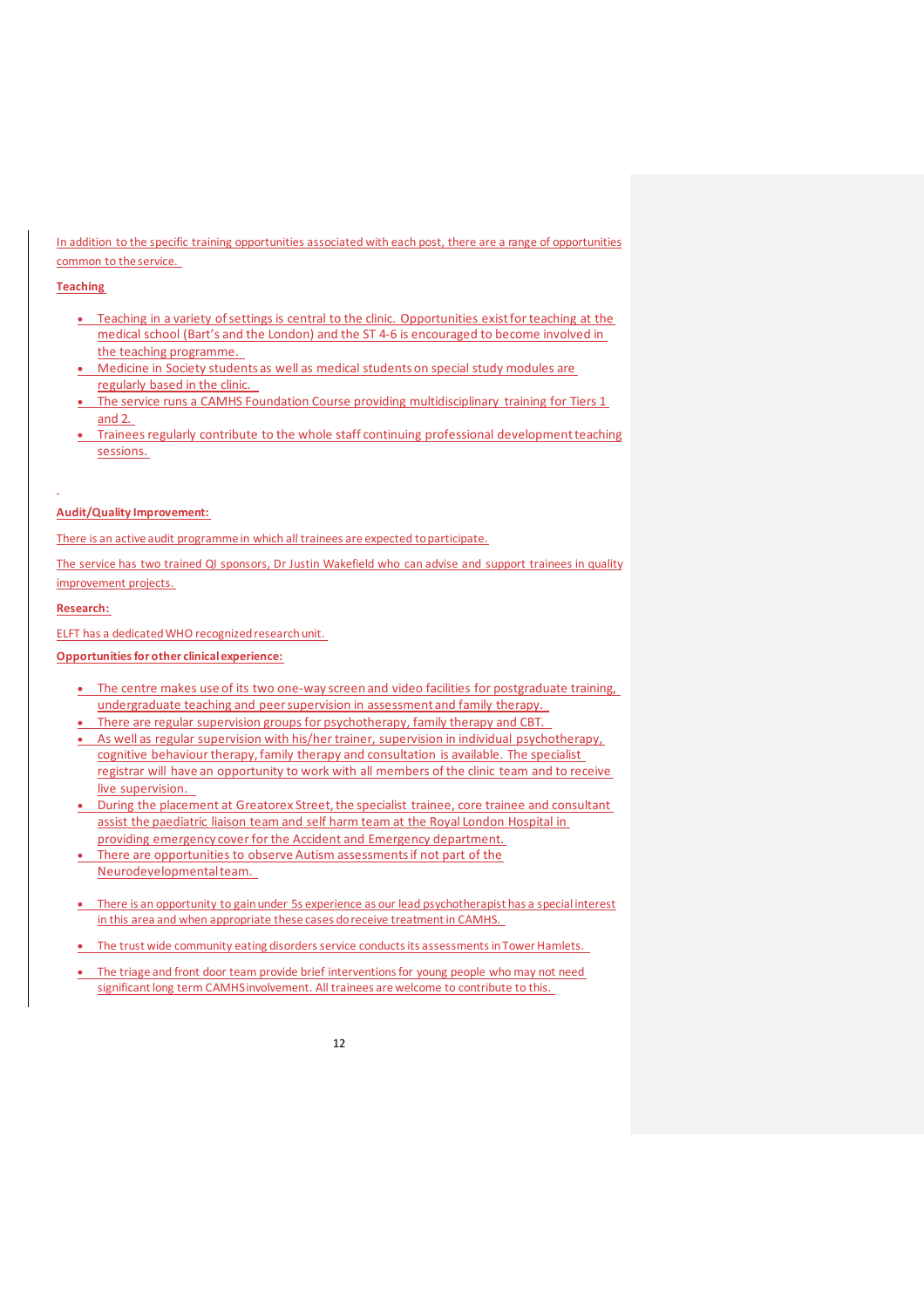In addition to the specific training opportunities associated with each post, there are a range of opportunities common to the service.

**Teaching**

- Teaching in a variety of settings is central to the clinic. Opportunities exist for teaching at the medical school (Bart's and the London) and the ST 4-6 is encouraged to become involved in the teaching programme.
- Medicine in Society students as well as medical students on special study modules are regularly based in the clinic.
- The service runs a CAMHS Foundation Course providing multidisciplinary training for Tiers 1 and 2.
- Trainees regularly contribute to the whole staff continuing professional development teaching sessions.

**Audit/Quality Improvement:**

There is an active audit programme in which all trainees are expected to participate.

The service has two trained QI sponsors, Dr Justin Wakefield who can advise and support trainees in quality improvement projects.

**Research:**

ELFT has a dedicated WHO recognized research unit.

**Opportunities for other clinical experience:**

- The centre makes use of its two one-way screen and video facilities for postgraduate training, undergraduate teaching and peer supervision in assessment and family therapy.
- There are regular supervision groups for psychotherapy, family therapy and CBT.
- As well as regular supervision with his/her trainer, supervision in individual psychotherapy, cognitive behaviour therapy, family therapy and consultation is available. The specialist registrar will have an opportunity to work with all members of the clinic team and to receive live supervision.
- During the placement at Greatorex Street, the specialist trainee, core trainee and consultant assist the paediatric liaison team and self harm team at the Royal London Hospital in providing emergency cover for the Accident and Emergency department.
- There are opportunities to observe Autism assessments if not part of the Neurodevelopmental team.
- There is an opportunity to gain under 5s experience as our lead psychotherapist has a special interest in this area and when appropriate these cases do receive treatment in CAMHS.
- The trust wide community eating disorders service conducts its assessments in Tower Hamlets.
- The triage and front door team provide brief interventions for young people who may not need significant long term CAMHS involvement. All trainees are welcome to contribute to this.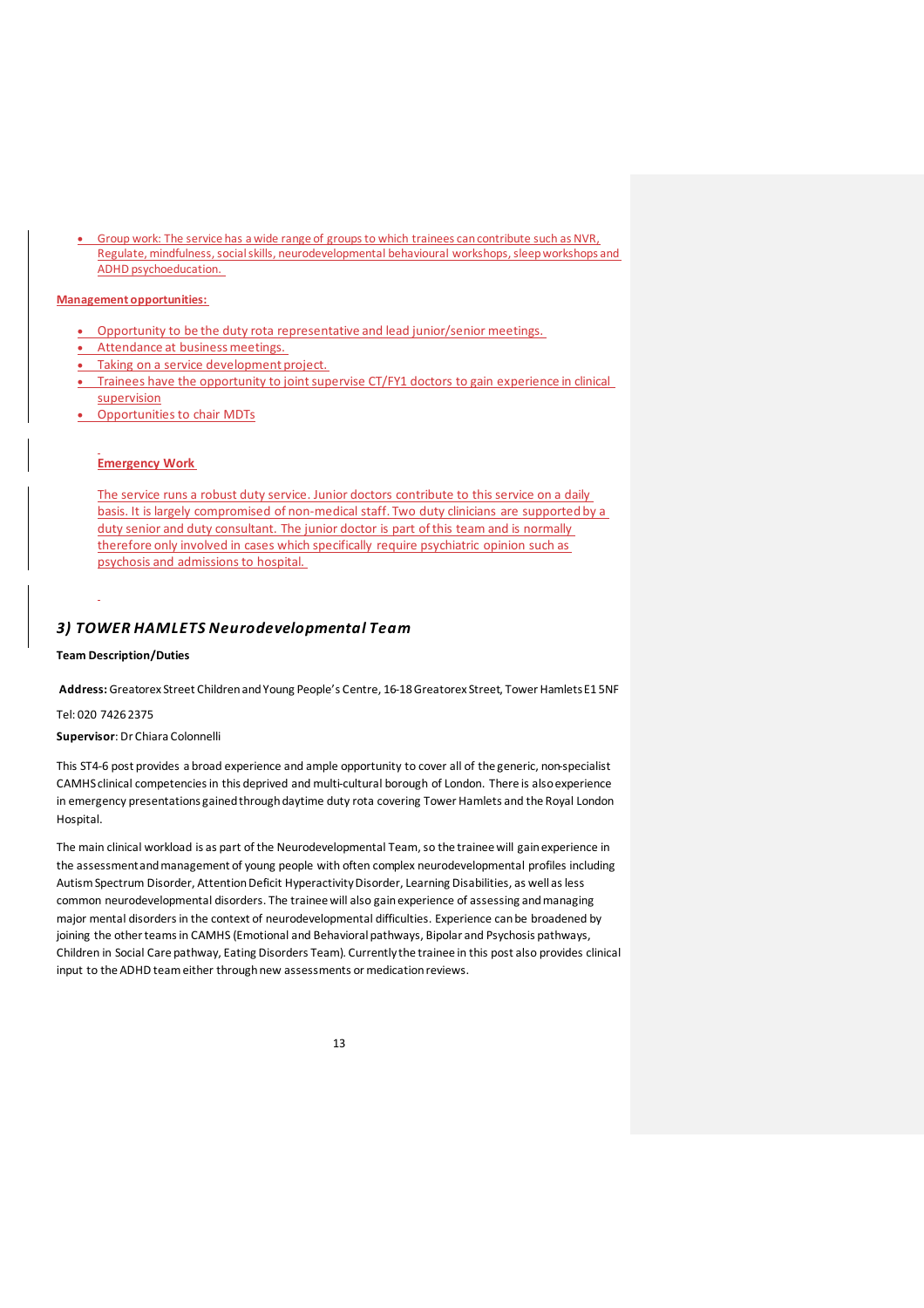- Group work: The service has a wide range of groups to which trainees can contribute such as NVR, Regulate, mindfulness, social skills, neurodevelopmental behavioural workshops, sleep workshops and ADHD psychoeducation.

**Management opportunities:**

- Opportunity to be the duty rota representative and lead junior/senior meetings.
- Attendance at business meetings.
- Taking on a service development project.
- Trainees have the opportunity to joint supervise CT/FY1 doctors to gain experience in clinical supervision
- Opportunities to chair MDTs

**Emergency Work**

The service runs a robust duty service. Junior doctors contribute to this service on a daily basis. It is largely compromised of non-medical staff. Two duty clinicians are supported by a duty senior and duty consultant. The junior doctor is part of this team and is normally therefore only involved in cases which specifically require psychiatric opinion such as psychosis and admissions to hospital.

## *3) TOWER HAMLETS Neurodevelopmental Team*

**Team Description/Duties**

**Address:** Greatorex Street Children and Young People's Centre, 16-18 Greatorex Street, Tower Hamlets E1 5NF

Tel: 020 7426 2375

**Supervisor**: Dr Chiara Colonnelli

This ST4-6 post provides a broad experience and ample opportunity to cover all of the generic, non-specialist CAMHS clinical competencies in this deprived and multi-cultural borough of London. There is also experience in emergency presentations gained through daytime duty rota covering Tower Hamlets and the Royal London Hospital.

The main clinical workload is as part of the Neurodevelopmental Team, so the trainee will gain experience in the assessment and management of young people with often complex neurodevelopmental profiles including Autism Spectrum Disorder, Attention Deficit Hyperactivity Disorder, Learning Disabilities, as well as less common neurodevelopmental disorders. The trainee will also gain experience of assessing and managing major mental disorders in the context of neurodevelopmental difficulties. Experience can be broadened by joining the other teams in CAMHS (Emotional and Behavioral pathways, Bipolar and Psychosis pathways, Children in Social Care pathway, Eating Disorders Team). Currently the trainee in this post also provides clinical input to the ADHD team either through new assessments or medication reviews.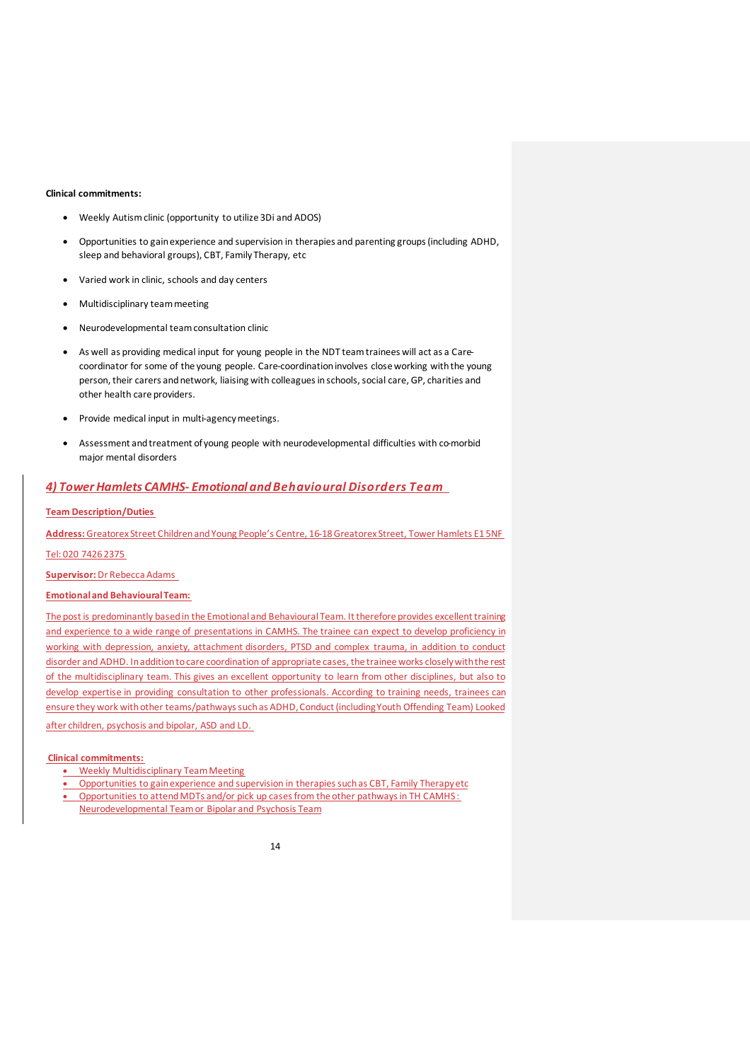**Clinical commitments:**

- Weekly Autism clinic (opportunity to utilize 3Di and ADOS)
- Opportunities to gain experience and supervision in therapies and parenting groups (including ADHD, sleep and behavioral groups), CBT, Family Therapy, etc
- Varied work in clinic, schools and day centers
- Multidisciplinary team meeting
- Neurodevelopmental team consultation clinic
- As well as providing medical input for young people in the NDT team trainees will act as a Care-coordinator for some of the young people. Care-coordination involves close working with the young person, their carers and network, liaising with colleagues in schools, social care, GP, charities and other health care providers.
- Provide medical input in multi-agency meetings.
- Assessment and treatment of young people with neurodevelopmental difficulties with co-morbid major mental disorders

## *4) Tower Hamlets CAMHS- Emotional and Behavioural Disorders Team*

**Team Description/Duties**

**Address:** Greatorex Street Children and Young People's Centre, 16-18 Greatorex Street, Tower Hamlets E1 5NF

Tel: 020 7426 2375

**Supervisor:** Dr Rebecca Adams

**Emotional and Behavioural Team:**

The post is predominantly based in the Emotional and Behavioural Team. It therefore provides excellent training and experience to a wide range of presentations in CAMHS. The trainee can expect to develop proficiency in working with depression, anxiety, attachment disorders, PTSD and complex trauma, in addition to conduct disorder and ADHD. In addition to care coordination of appropriate cases, the trainee works closely with the rest of the multidisciplinary team. This gives an excellent opportunity to learn from other disciplines, but also to develop expertise in providing consultation to other professionals. According to training needs, trainees can ensure they work with other teams/pathways such as ADHD, Conduct (including Youth Offending Team) Looked after children, psychosis and bipolar, ASD and LD.

**Clinical commitments:**

- Weekly Multidisciplinary Team Meeting
- Opportunities to gain experience and supervision in therapies such as CBT, Family Therapy etc
- Opportunities to attend MDTs and/or pick up cases from the other pathways in TH CAMHS: Neurodevelopmental Team or Bipolar and Psychosis Team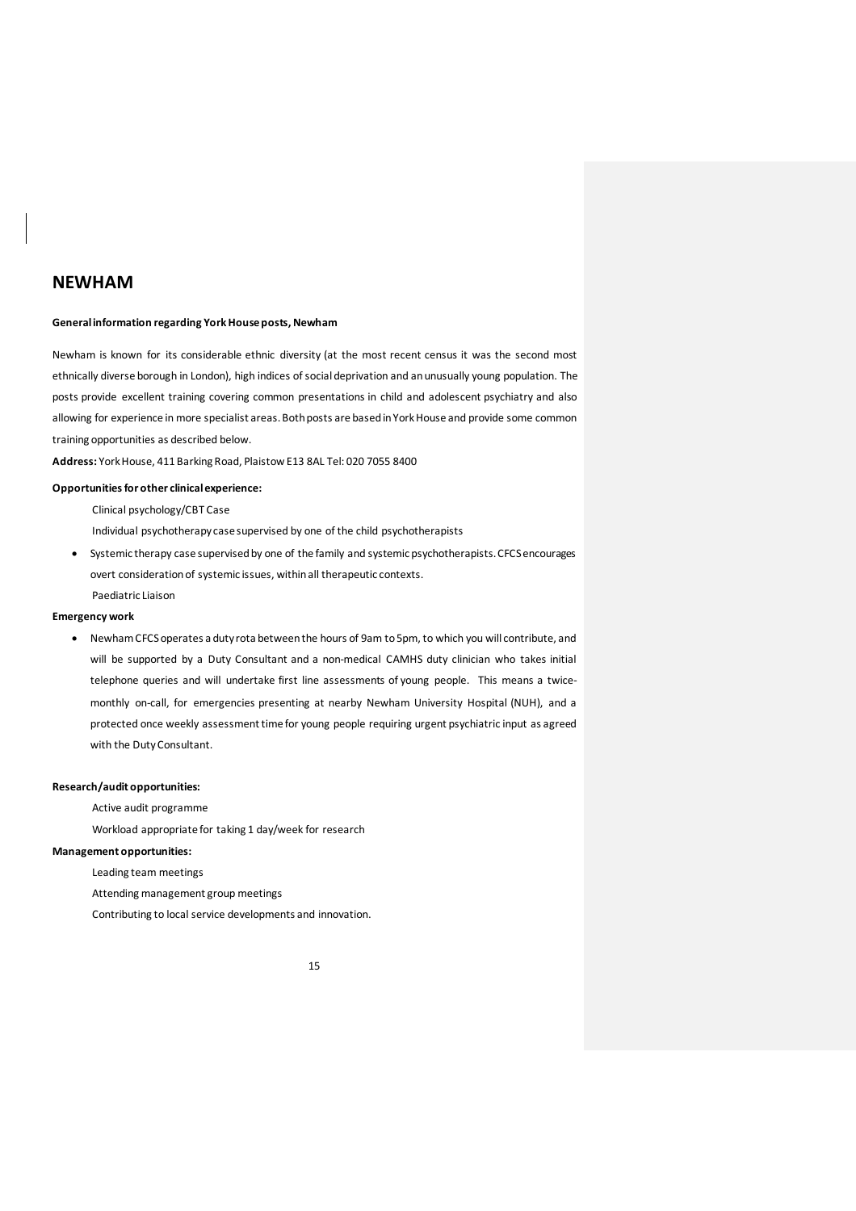# NEWHAM

**General information regarding York House posts, Newham**

Newham is known for its considerable ethnic diversity (at the most recent census it was the second most ethnically diverse borough in London), high indices of social deprivation and an unusually young population. The posts provide excellent training covering common presentations in child and adolescent psychiatry and also allowing for experience in more specialist areas. Both posts are based in York House and provide some common training opportunities as described below.

**Address:** York House, 411 Barking Road, Plaistow E13 8AL Tel: 020 7055 8400

**Opportunities for other clinical experience:**

Clinical psychology/CBT Case

Individual psychotherapy case supervised by one of the child psychotherapists

- Systemic therapy case supervised by one of the family and systemic psychotherapists. CFCS encourages overt consideration of systemic issues, within all therapeutic contexts.

Paediatric Liaison

**Emergency work**

- Newham CFCS operates a duty rota between the hours of 9am to 5pm, to which you will contribute, and will be supported by a Duty Consultant and a non-medical CAMHS duty clinician who takes initial telephone queries and will undertake first line assessments of young people. This means a twice-monthly on-call, for emergencies presenting at nearby Newham University Hospital (NUH), and a protected once weekly assessment time for young people requiring urgent psychiatric input as agreed with the Duty Consultant.

**Research/audit opportunities:**

Active audit programme

Workload appropriate for taking 1 day/week for research

**Management opportunities:**

Leading team meetings

Attending management group meetings

Contributing to local service developments and innovation.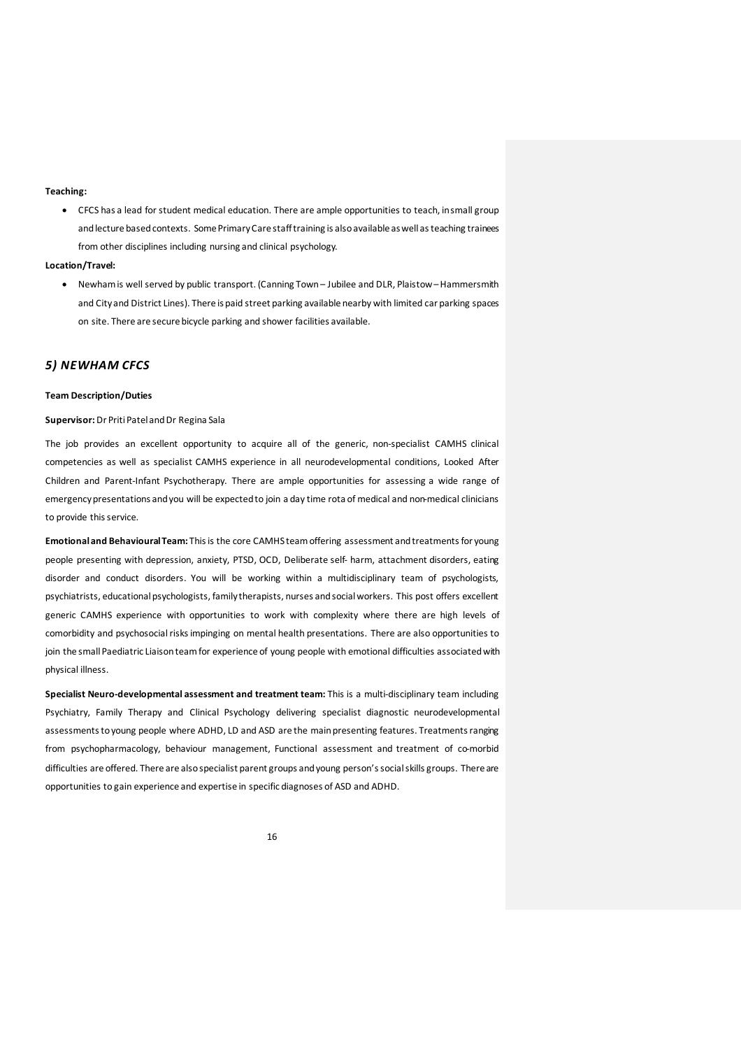**Teaching:**

- CFCS has a lead for student medical education. There are ample opportunities to teach, in small group and lecture based contexts. Some Primary Care staff training is also available as well as teaching trainees from other disciplines including nursing and clinical psychology.

**Location/Travel:**

- Newham is well served by public transport. (Canning Town – Jubilee and DLR, Plaistow – Hammersmith and City and District Lines). There is paid street parking available nearby with limited car parking spaces on site. There are secure bicycle parking and shower facilities available.

## *5) NEWHAM CFCS*

**Team Description/Duties**

**Supervisor:** Dr Priti Patel and Dr Regina Sala

The job provides an excellent opportunity to acquire all of the generic, non-specialist CAMHS clinical competencies as well as specialist CAMHS experience in all neurodevelopmental conditions, Looked After Children and Parent-Infant Psychotherapy. There are ample opportunities for assessing a wide range of emergency presentations and you will be expected to join a day time rota of medical and non-medical clinicians to provide this service.

**Emotional and Behavioural Team:** This is the core CAMHS team offering assessment and treatments for young people presenting with depression, anxiety, PTSD, OCD, Deliberate self- harm, attachment disorders, eating disorder and conduct disorders. You will be working within a multidisciplinary team of psychologists, psychiatrists, educational psychologists, family therapists, nurses and social workers. This post offers excellent generic CAMHS experience with opportunities to work with complexity where there are high levels of comorbidity and psychosocial risks impinging on mental health presentations. There are also opportunities to join the small Paediatric Liaison team for experience of young people with emotional difficulties associated with physical illness.

**Specialist Neuro-developmental assessment and treatment team:** This is a multi-disciplinary team including Psychiatry, Family Therapy and Clinical Psychology delivering specialist diagnostic neurodevelopmental assessments to young people where ADHD, LD and ASD are the main presenting features. Treatments ranging from psychopharmacology, behaviour management, Functional assessment and treatment of co-morbid difficulties are offered. There are also specialist parent groups and young person's social skills groups. There are opportunities to gain experience and expertise in specific diagnoses of ASD and ADHD.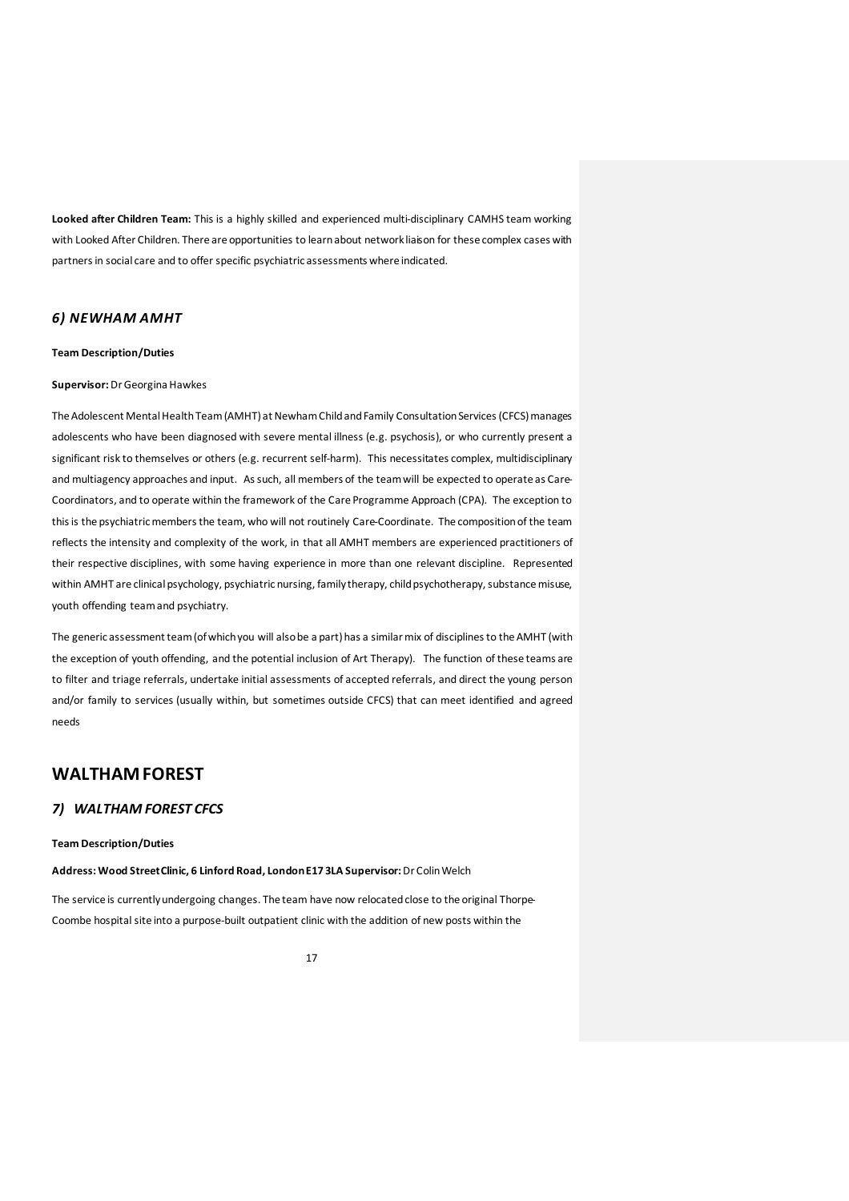**Looked after Children Team:** This is a highly skilled and experienced multi-disciplinary CAMHS team working with Looked After Children. There are opportunities to learn about network liaison for these complex cases with partners in social care and to offer specific psychiatric assessments where indicated.

### *6) NEWHAM AMHT*

**Team Description/Duties**

**Supervisor:** Dr Georgina Hawkes

The Adolescent Mental Health Team (AMHT) at Newham Child and Family Consultation Services (CFCS) manages adolescents who have been diagnosed with severe mental illness (e.g. psychosis), or who currently present a significant risk to themselves or others (e.g. recurrent self-harm). This necessitates complex, multidisciplinary and multiagency approaches and input. As such, all members of the team will be expected to operate as Care-Coordinators, and to operate within the framework of the Care Programme Approach (CPA). The exception to this is the psychiatric members the team, who will not routinely Care-Coordinate. The composition of the team reflects the intensity and complexity of the work, in that all AMHT members are experienced practitioners of their respective disciplines, with some having experience in more than one relevant discipline. Represented within AMHT are clinical psychology, psychiatric nursing, family therapy, child psychotherapy, substance misuse, youth offending team and psychiatry.

The generic assessment team (of which you will also be a part) has a similar mix of disciplines to the AMHT (with the exception of youth offending, and the potential inclusion of Art Therapy). The function of these teams are to filter and triage referrals, undertake initial assessments of accepted referrals, and direct the young person and/or family to services (usually within, but sometimes outside CFCS) that can meet identified and agreed needs

## WALTHAM FOREST

### *7) WALTHAM FOREST CFCS*

**Team Description/Duties**

**Address: Wood Street Clinic, 6 Linford Road, London E17 3LA Supervisor:** Dr Colin Welch

The service is currently undergoing changes. The team have now relocated close to the original Thorpe-Coombe hospital site into a purpose-built outpatient clinic with the addition of new posts within the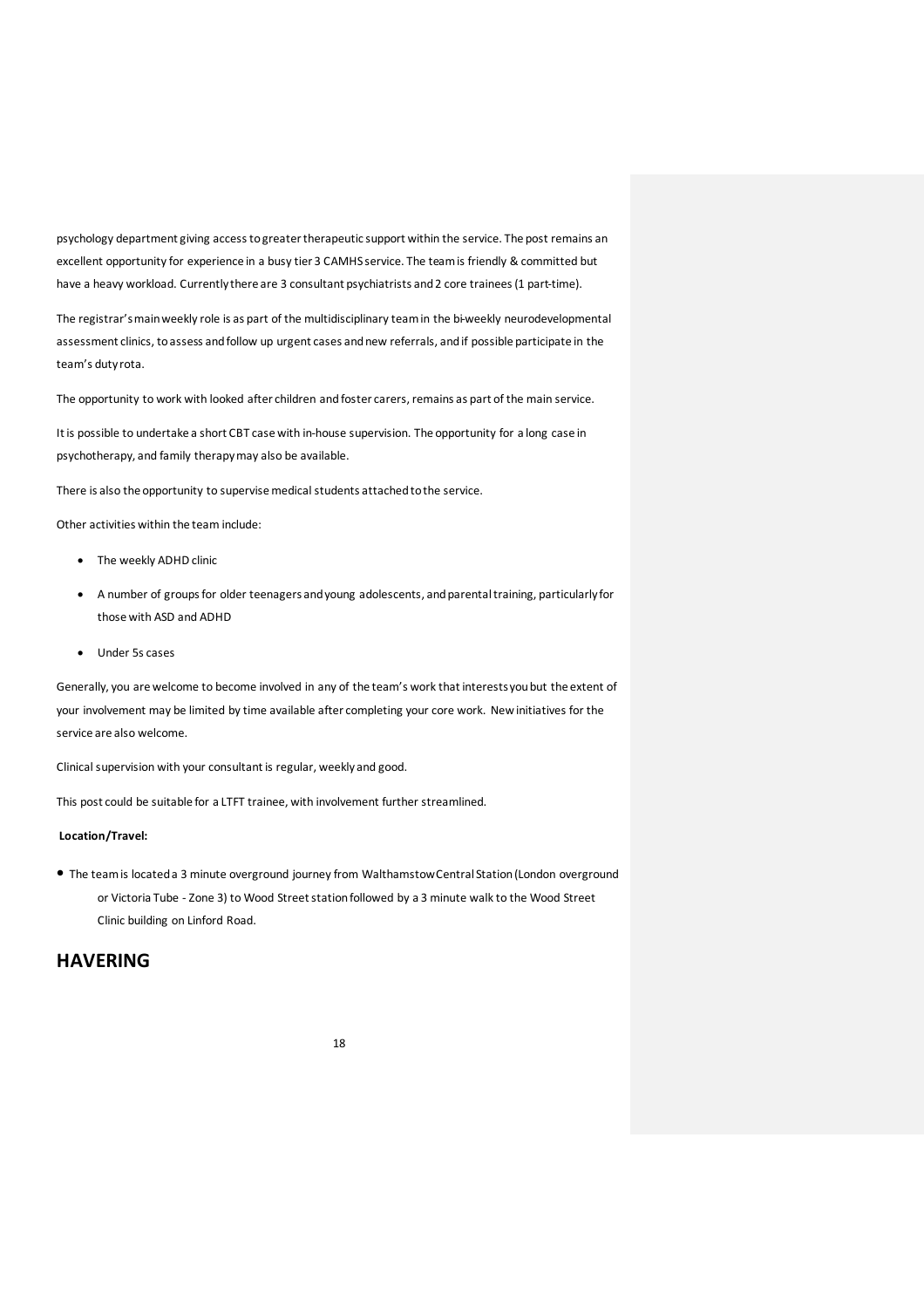psychology department giving access to greater therapeutic support within the service. The post remains an excellent opportunity for experience in a busy tier 3 CAMHS service. The team is friendly & committed but have a heavy workload. Currently there are 3 consultant psychiatrists and 2 core trainees (1 part-time).

The registrar's main weekly role is as part of the multidisciplinary team in the bi-weekly neurodevelopmental assessment clinics, to assess and follow up urgent cases and new referrals, and if possible participate in the team's duty rota.

The opportunity to work with looked after children and foster carers, remains as part of the main service.

It is possible to undertake a short CBT case with in-house supervision. The opportunity for a long case in psychotherapy, and family therapy may also be available.

There is also the opportunity to supervise medical students attached to the service.

Other activities within the team include:

- The weekly ADHD clinic
- A number of groups for older teenagers and young adolescents, and parental training, particularly for those with ASD and ADHD
- Under 5s cases

Generally, you are welcome to become involved in any of the team's work that interests you but the extent of your involvement may be limited by time available after completing your core work. New initiatives for the service are also welcome.

Clinical supervision with your consultant is regular, weekly and good.

This post could be suitable for a LTFT trainee, with involvement further streamlined.

**Location/Travel:**

- The team is located a 3 minute overground journey from Walthamstow Central Station (London overground or Victoria Tube - Zone 3) to Wood Street station followed by a 3 minute walk to the Wood Street Clinic building on Linford Road.

## HAVERING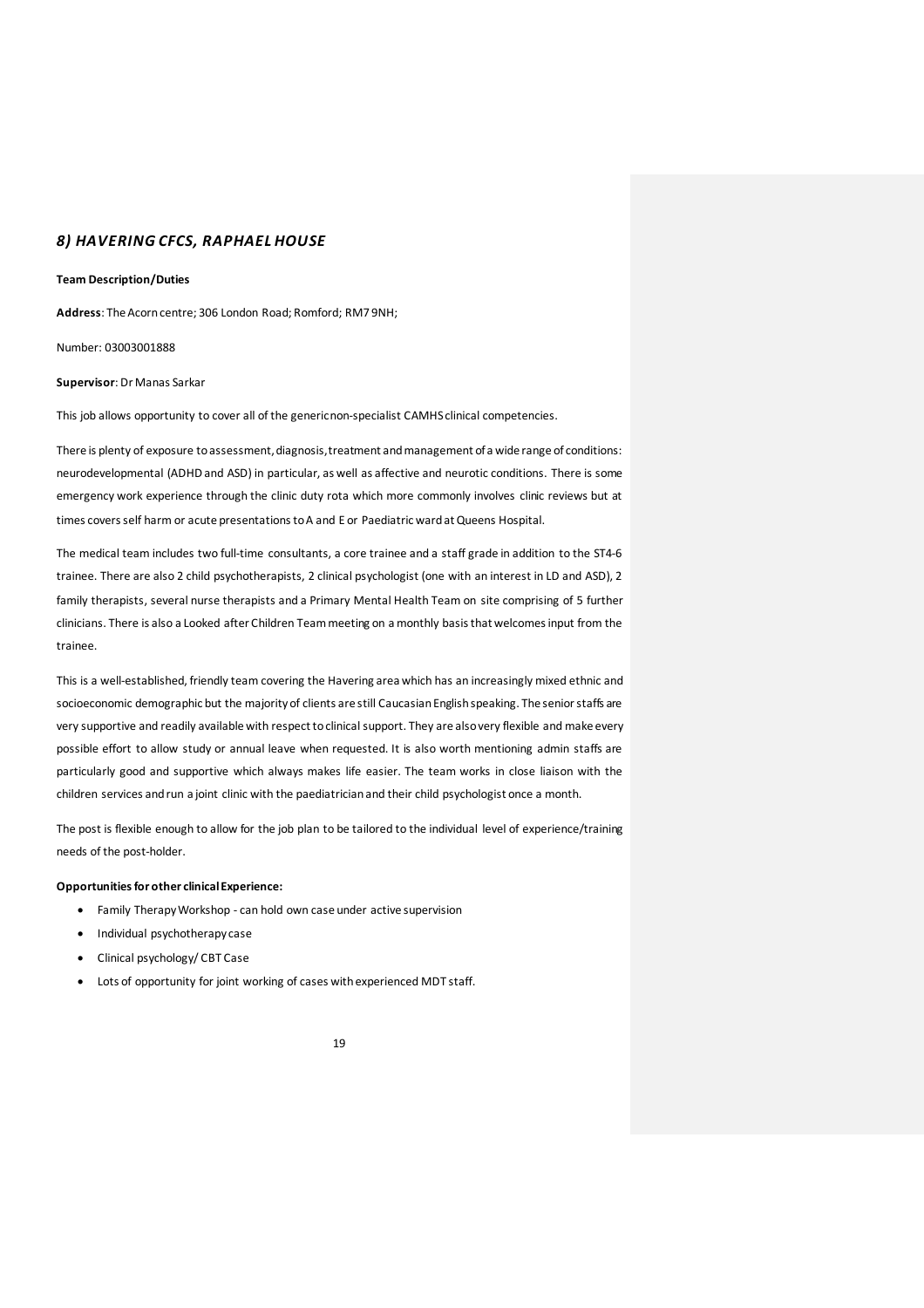## *8) HAVERING CFCS, RAPHAEL HOUSE*

**Team Description/Duties**

**Address**: The Acorn centre; 306 London Road; Romford; RM7 9NH;

Number: 03003001888

**Supervisor**: Dr Manas Sarkar

This job allows opportunity to cover all of the generic non-specialist CAMHS clinical competencies.

There is plenty of exposure to assessment, diagnosis, treatment and management of a wide range of conditions: neurodevelopmental (ADHD and ASD) in particular, as well as affective and neurotic conditions. There is some emergency work experience through the clinic duty rota which more commonly involves clinic reviews but at times covers self harm or acute presentations to A and E or Paediatric ward at Queens Hospital.

The medical team includes two full-time consultants, a core trainee and a staff grade in addition to the ST4-6 trainee. There are also 2 child psychotherapists, 2 clinical psychologist (one with an interest in LD and ASD), 2 family therapists, several nurse therapists and a Primary Mental Health Team on site comprising of 5 further clinicians. There is also a Looked after Children Team meeting on a monthly basis that welcomes input from the trainee.

This is a well-established, friendly team covering the Havering area which has an increasingly mixed ethnic and socioeconomic demographic but the majority of clients are still Caucasian English speaking. The senior staffs are very supportive and readily available with respect to clinical support. They are also very flexible and make every possible effort to allow study or annual leave when requested. It is also worth mentioning admin staffs are particularly good and supportive which always makes life easier. The team works in close liaison with the children services and run a joint clinic with the paediatrician and their child psychologist once a month.

The post is flexible enough to allow for the job plan to be tailored to the individual level of experience/training needs of the post-holder.

**Opportunities for other clinical Experience:**

- Family Therapy Workshop - can hold own case under active supervision
- Individual psychotherapy case
- Clinical psychology/ CBT Case
- Lots of opportunity for joint working of cases with experienced MDT staff.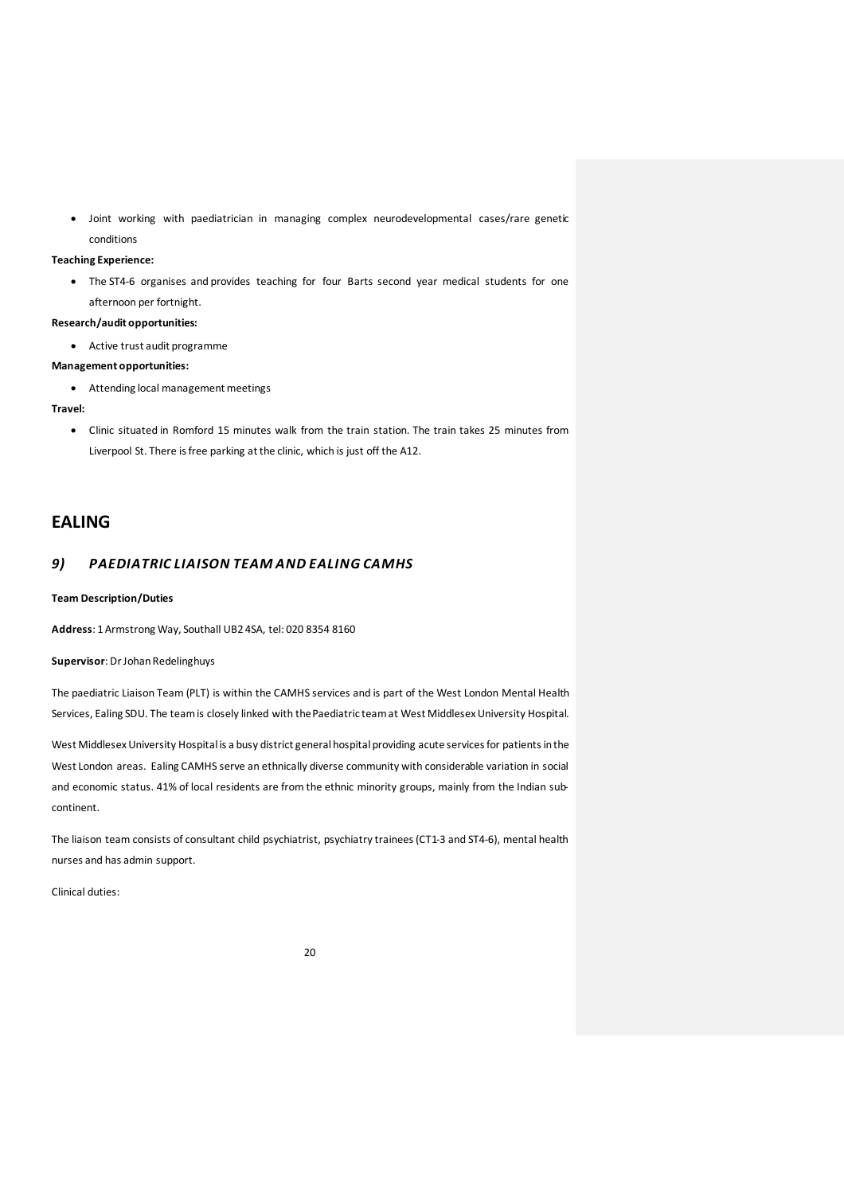- Joint working with paediatrician in managing complex neurodevelopmental cases/rare genetic conditions

**Teaching Experience:**

- The ST4-6 organises and provides teaching for four Barts second year medical students for one afternoon per fortnight.

**Research/audit opportunities:**

- Active trust audit programme

**Management opportunities:**

- Attending local management meetings

**Travel:**

- Clinic situated in Romford 15 minutes walk from the train station. The train takes 25 minutes from Liverpool St. There is free parking at the clinic, which is just off the A12.

# EALING

## *9) PAEDIATRIC LIAISON TEAM AND EALING CAMHS*

**Team Description/Duties**

**Address**: 1 Armstrong Way, Southall UB2 4SA, tel: 020 8354 8160

**Supervisor**: Dr Johan Redelinghuys

The paediatric Liaison Team (PLT) is within the CAMHS services and is part of the West London Mental Health Services, Ealing SDU. The team is closely linked with the Paediatric team at West Middlesex University Hospital.

West Middlesex University Hospital is a busy district general hospital providing acute services for patients in the West London areas. Ealing CAMHS serve an ethnically diverse community with considerable variation in social and economic status. 41% of local residents are from the ethnic minority groups, mainly from the Indian sub-continent.

The liaison team consists of consultant child psychiatrist, psychiatry trainees (CT1-3 and ST4-6), mental health nurses and has admin support.

Clinical duties: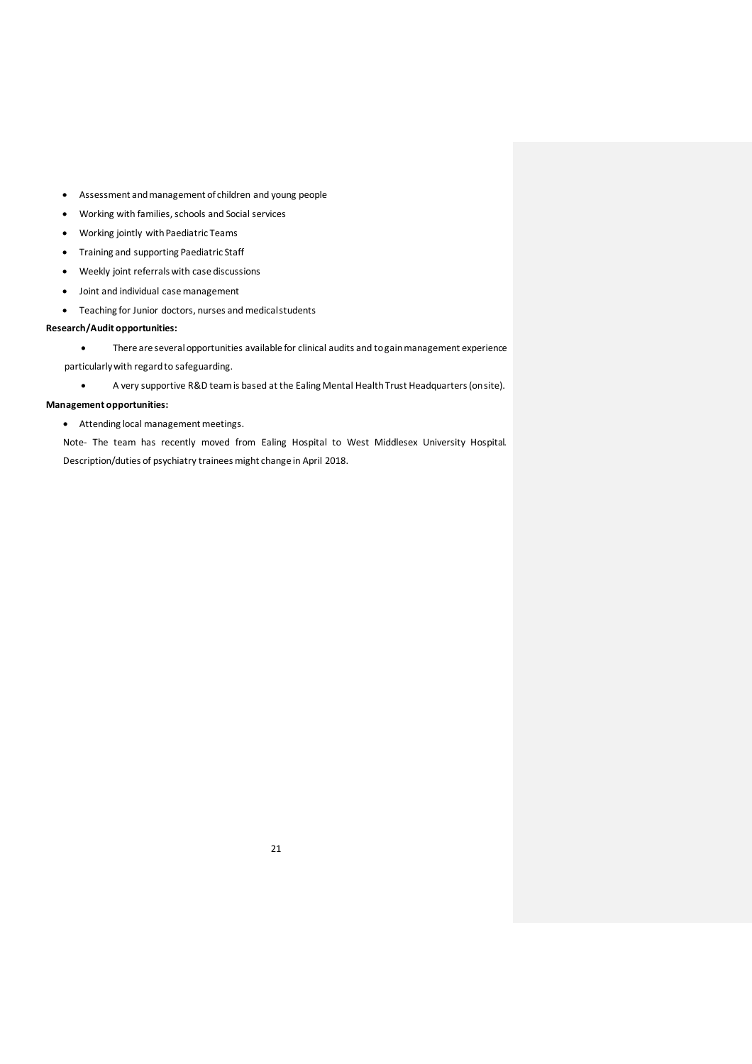- Assessment and management of children and young people
- Working with families, schools and Social services
- Working jointly with Paediatric Teams
- Training and supporting Paediatric Staff
- Weekly joint referrals with case discussions
- Joint and individual case management
- Teaching for Junior doctors, nurses and medical students

**Research/Audit opportunities:**

- There are several opportunities available for clinical audits and to gain management experience particularly with regard to safeguarding.
- A very supportive R&D team is based at the Ealing Mental Health Trust Headquarters (on site).

**Management opportunities:**

- Attending local management meetings.

Note- The team has recently moved from Ealing Hospital to West Middlesex University Hospital. Description/duties of psychiatry trainees might change in April 2018.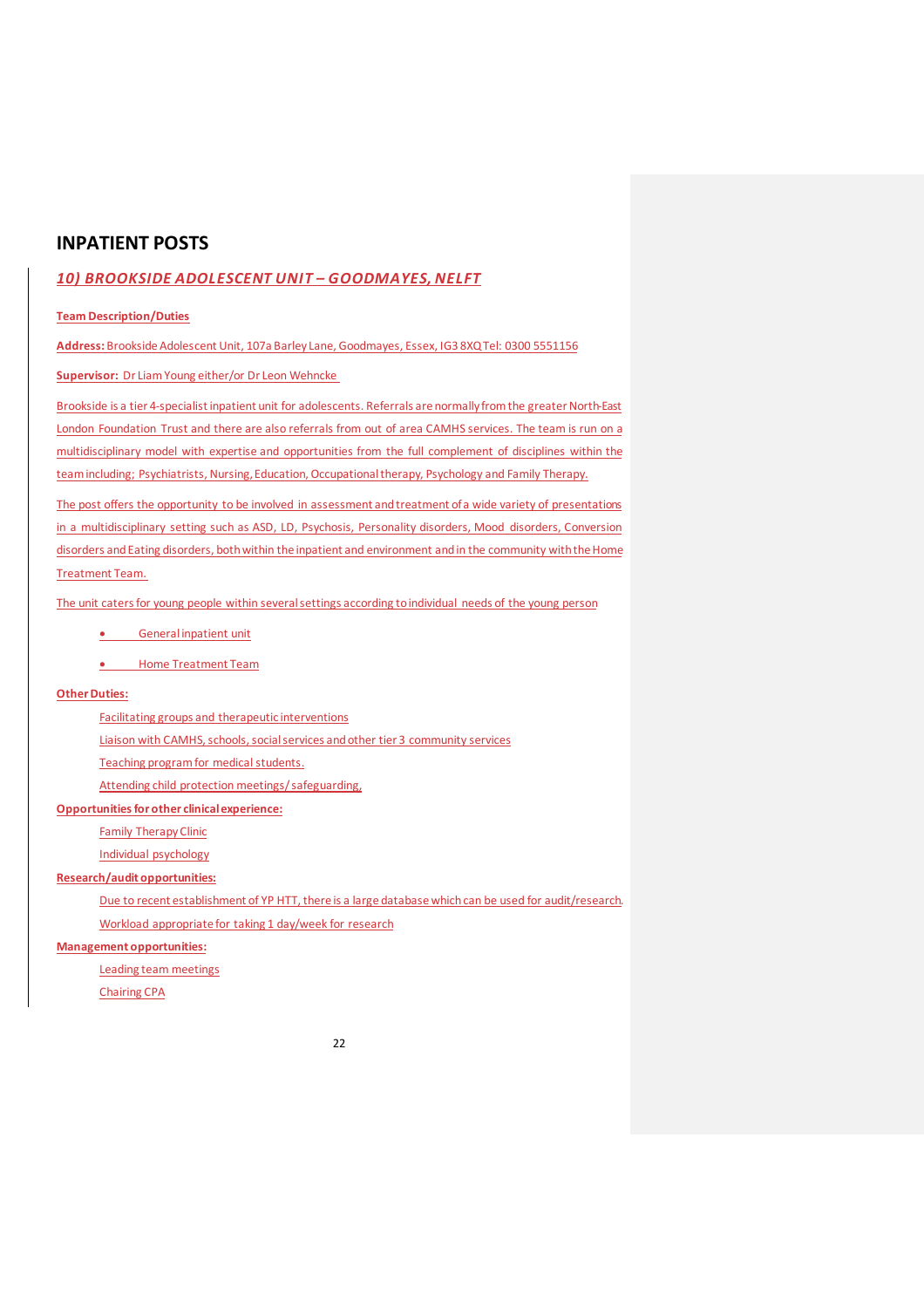# INPATIENT POSTS

## *10) BROOKSIDE ADOLESCENT UNIT – GOODMAYES, NELFT*

**Team Description/Duties**

**Address:** Brookside Adolescent Unit, 107a Barley Lane, Goodmayes, Essex, IG3 8XQ Tel: 0300 5551156

**Supervisor:** Dr Liam Young either/or Dr Leon Wehncke

Brookside is a tier 4-specialist inpatient unit for adolescents. Referrals are normally from the greater North-East London Foundation Trust and there are also referrals from out of area CAMHS services. The team is run on a multidisciplinary model with expertise and opportunities from the full complement of disciplines within the team including; Psychiatrists, Nursing, Education, Occupational therapy, Psychology and Family Therapy.

The post offers the opportunity to be involved in assessment and treatment of a wide variety of presentations in a multidisciplinary setting such as ASD, LD, Psychosis, Personality disorders, Mood disorders, Conversion disorders and Eating disorders, both within the inpatient and environment and in the community with the Home Treatment Team.

The unit caters for young people within several settings according to individual needs of the young person

- General inpatient unit
- Home Treatment Team

**Other Duties:**

Facilitating groups and therapeutic interventions

Liaison with CAMHS, schools, social services and other tier 3 community services

Teaching program for medical students.

Attending child protection meetings/ safeguarding.

**Opportunities for other clinical experience:**

Family Therapy Clinic

Individual psychology

**Research/audit opportunities:**

Due to recent establishment of YP HTT, there is a large database which can be used for audit/research.

Workload appropriate for taking 1 day/week for research

**Management opportunities:**

Leading team meetings

Chairing CPA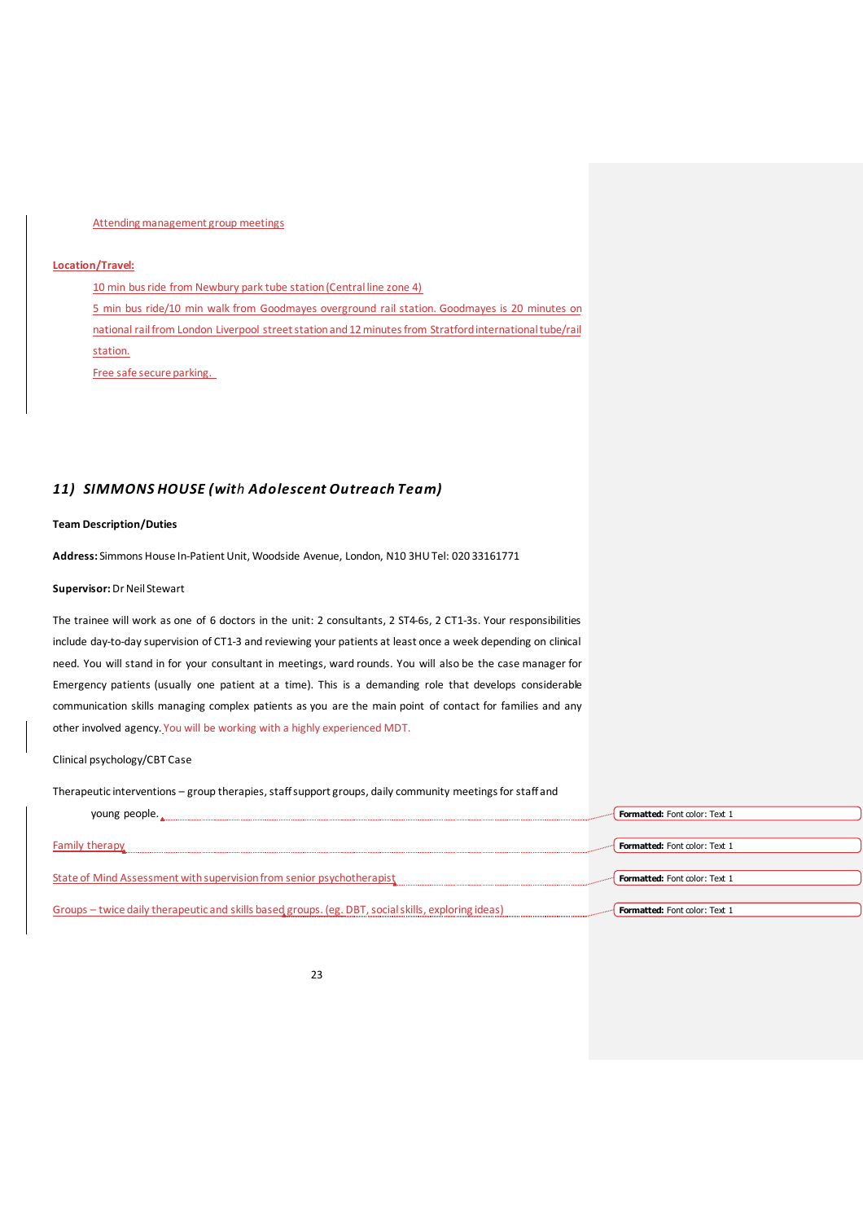Attending management group meetings

**Location/Travel:**

10 min bus ride from Newbury park tube station (Central line zone 4)

5 min bus ride/10 min walk from Goodmayes overground rail station. Goodmayes is 20 minutes on national rail from London Liverpool street station and 12 minutes from Stratford international tube/rail station.

Free safe secure parking.

## *11) SIMMONS HOUSE (with Adolescent Outreach Team)*

**Team Description/Duties**

**Address:** Simmons House In-Patient Unit, Woodside Avenue, London, N10 3HU Tel: 020 33161771

**Supervisor:** Dr Neil Stewart

The trainee will work as one of 6 doctors in the unit: 2 consultants, 2 ST4-6s, 2 CT1-3s. Your responsibilities include day-to-day supervision of CT1-3 and reviewing your patients at least once a week depending on clinical need. You will stand in for your consultant in meetings, ward rounds. You will also be the case manager for Emergency patients (usually one patient at a time). This is a demanding role that develops considerable communication skills managing complex patients as you are the main point of contact for families and any other involved agency. You will be working with a highly experienced MDT.

Clinical psychology/CBT Case

Therapeutic interventions – group therapies, staff support groups, daily community meetings for staff and young people.

Family therapy

State of Mind Assessment with supervision from senior psychotherapist

Groups – twice daily therapeutic and skills based groups. (eg. DBT, social skills, exploring ideas)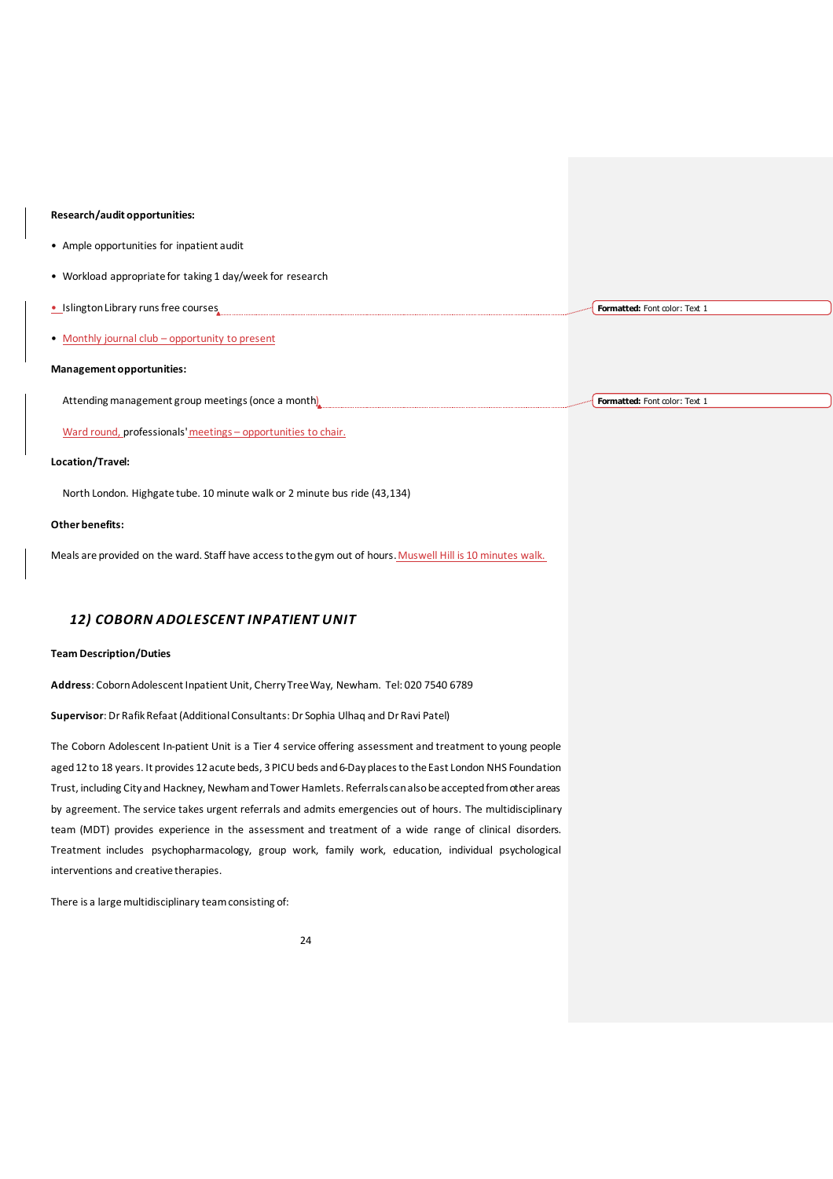**Research/audit opportunities:**

- Ample opportunities for inpatient audit
- Workload appropriate for taking 1 day/week for research
- Islington Library runs free courses
- Monthly journal club – opportunity to present

**Management opportunities:**

Attending management group meetings (once a month)

Ward round, professionals' meetings – opportunities to chair.

**Location/Travel:**

North London. Highgate tube. 10 minute walk or 2 minute bus ride (43,134)

**Other benefits:**

Meals are provided on the ward. Staff have access to the gym out of hours. Muswell Hill is 10 minutes walk.

## *12) COBORN ADOLESCENT INPATIENT UNIT*

**Team Description/Duties**

**Address**: Coborn Adolescent Inpatient Unit, Cherry Tree Way, Newham. Tel: 020 7540 6789

**Supervisor**: Dr Rafik Refaat (Additional Consultants: Dr Sophia Ulhaq and Dr Ravi Patel)

The Coborn Adolescent In-patient Unit is a Tier 4 service offering assessment and treatment to young people aged 12 to 18 years. It provides 12 acute beds, 3 PICU beds and 6-Day places to the East London NHS Foundation Trust, including City and Hackney, Newham and Tower Hamlets. Referrals can also be accepted from other areas by agreement. The service takes urgent referrals and admits emergencies out of hours. The multidisciplinary team (MDT) provides experience in the assessment and treatment of a wide range of clinical disorders. Treatment includes psychopharmacology, group work, family work, education, individual psychological interventions and creative therapies.

There is a large multidisciplinary team consisting of: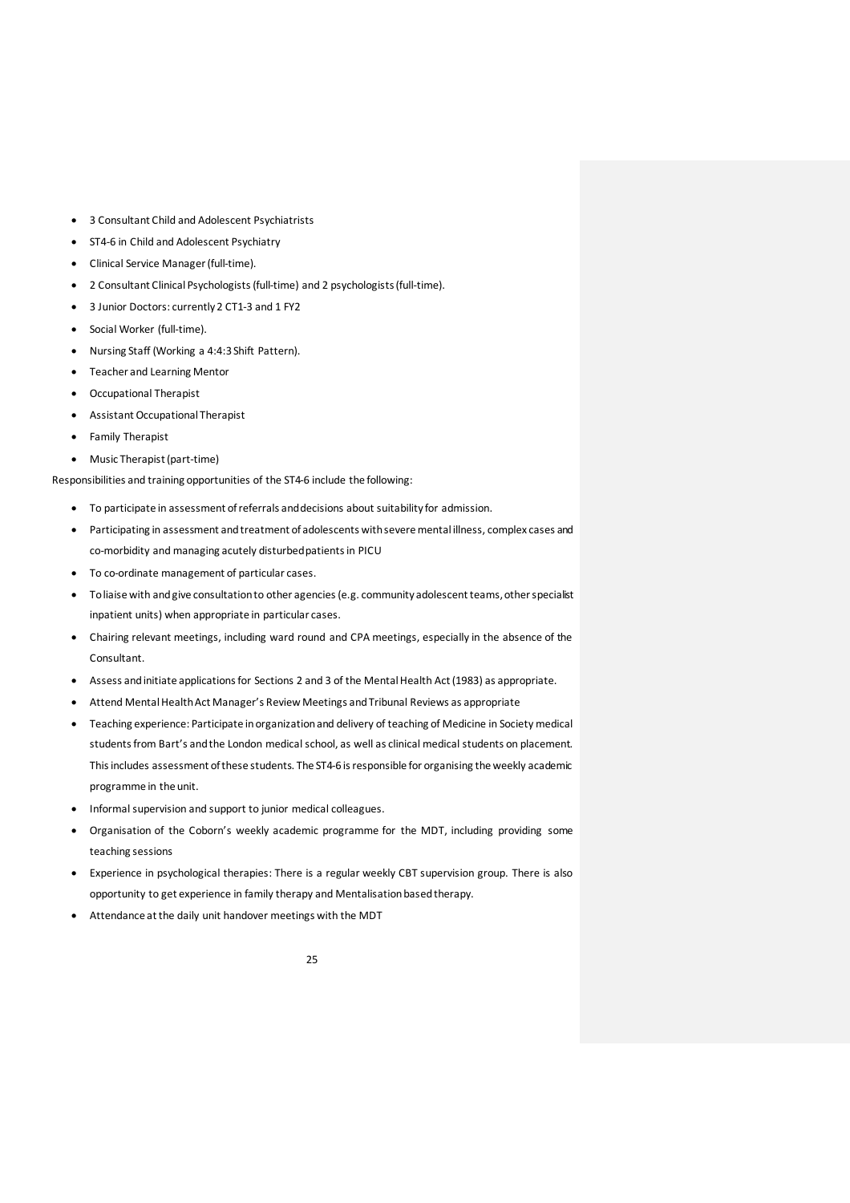- 3 Consultant Child and Adolescent Psychiatrists
- ST4-6 in Child and Adolescent Psychiatry
- Clinical Service Manager (full-time).
- 2 Consultant Clinical Psychologists (full-time) and 2 psychologists (full-time).
- 3 Junior Doctors: currently 2 CT1-3 and 1 FY2
- Social Worker (full-time).
- Nursing Staff (Working a 4:4:3 Shift Pattern).
- Teacher and Learning Mentor
- Occupational Therapist
- Assistant Occupational Therapist
- Family Therapist
- Music Therapist (part-time)

Responsibilities and training opportunities of the ST4-6 include the following:

- To participate in assessment of referrals and decisions about suitability for admission.
- Participating in assessment and treatment of adolescents with severe mental illness, complex cases and co-morbidity and managing acutely disturbed patients in PICU
- To co-ordinate management of particular cases.
- To liaise with and give consultation to other agencies (e.g. community adolescent teams, other specialist inpatient units) when appropriate in particular cases.
- Chairing relevant meetings, including ward round and CPA meetings, especially in the absence of the Consultant.
- Assess and initiate applications for Sections 2 and 3 of the Mental Health Act (1983) as appropriate.
- Attend Mental Health Act Manager's Review Meetings and Tribunal Reviews as appropriate
- Teaching experience: Participate in organization and delivery of teaching of Medicine in Society medical students from Bart's and the London medical school, as well as clinical medical students on placement. This includes assessment of these students. The ST4-6 is responsible for organising the weekly academic programme in the unit.
- Informal supervision and support to junior medical colleagues.
- Organisation of the Coborn's weekly academic programme for the MDT, including providing some teaching sessions
- Experience in psychological therapies: There is a regular weekly CBT supervision group. There is also opportunity to get experience in family therapy and Mentalisation based therapy.
- Attendance at the daily unit handover meetings with the MDT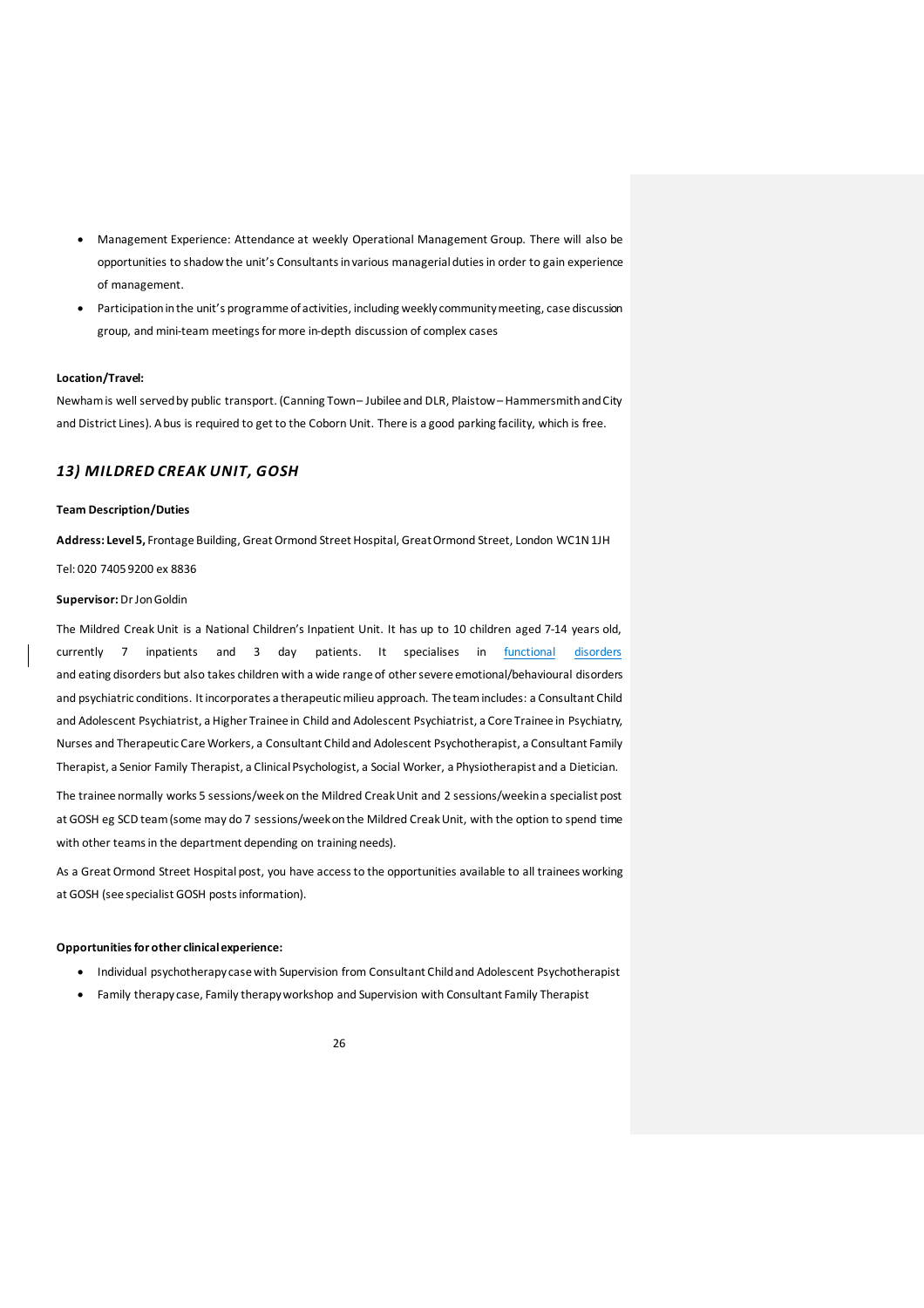- Management Experience: Attendance at weekly Operational Management Group. There will also be opportunities to shadow the unit's Consultants in various managerial duties in order to gain experience of management.
- Participation in the unit's programme of activities, including weekly community meeting, case discussion group, and mini-team meetings for more in-depth discussion of complex cases

**Location/Travel:**

Newham is well served by public transport. (Canning Town – Jubilee and DLR, Plaistow – Hammersmith and City and District Lines). A bus is required to get to the Coborn Unit. There is a good parking facility, which is free.

## *13) MILDRED CREAK UNIT, GOSH*

**Team Description/Duties**

**Address: Level 5,** Frontage Building, Great Ormond Street Hospital, Great Ormond Street, London WC1N 1JH

Tel: 020 7405 9200 ex 8836

**Supervisor:** Dr Jon Goldin

The Mildred Creak Unit is a National Children's Inpatient Unit. It has up to 10 children aged 7-14 years old, currently 7 inpatients and 3 day patients. It specialises in functional disorders and eating disorders but also takes children with a wide range of other severe emotional/behavioural disorders and psychiatric conditions. It incorporates a therapeutic milieu approach. The team includes: a Consultant Child and Adolescent Psychiatrist, a Higher Trainee in Child and Adolescent Psychiatrist, a Core Trainee in Psychiatry, Nurses and Therapeutic Care Workers, a Consultant Child and Adolescent Psychotherapist, a Consultant Family Therapist, a Senior Family Therapist, a Clinical Psychologist, a Social Worker, a Physiotherapist and a Dietician.

The trainee normally works 5 sessions/week on the Mildred Creak Unit and 2 sessions/week in a specialist post at GOSH eg SCD team (some may do 7 sessions/week on the Mildred Creak Unit, with the option to spend time with other teams in the department depending on training needs).

As a Great Ormond Street Hospital post, you have access to the opportunities available to all trainees working at GOSH (see specialist GOSH posts information).

**Opportunities for other clinical experience:**

- Individual psychotherapy case with Supervision from Consultant Child and Adolescent Psychotherapist
- Family therapy case, Family therapy workshop and Supervision with Consultant Family Therapist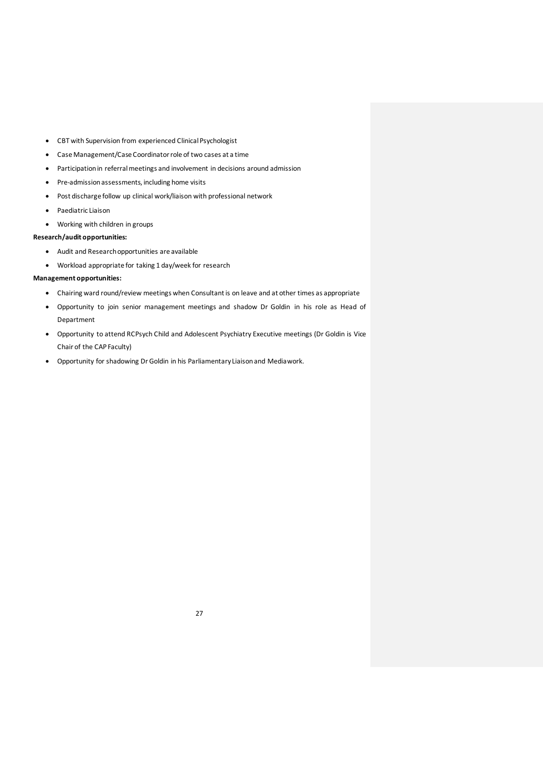- CBT with Supervision from experienced Clinical Psychologist
- Case Management/Case Coordinator role of two cases at a time
- Participation in referral meetings and involvement in decisions around admission
- Pre-admission assessments, including home visits
- Post discharge follow up clinical work/liaison with professional network
- Paediatric Liaison
- Working with children in groups

**Research/audit opportunities:**

- Audit and Research opportunities are available
- Workload appropriate for taking 1 day/week for research

**Management opportunities:**

- Chairing ward round/review meetings when Consultant is on leave and at other times as appropriate
- Opportunity to join senior management meetings and shadow Dr Goldin in his role as Head of Department
- Opportunity to attend RCPsych Child and Adolescent Psychiatry Executive meetings (Dr Goldin is Vice Chair of the CAP Faculty)
- Opportunity for shadowing Dr Goldin in his Parliamentary Liaison and Media work.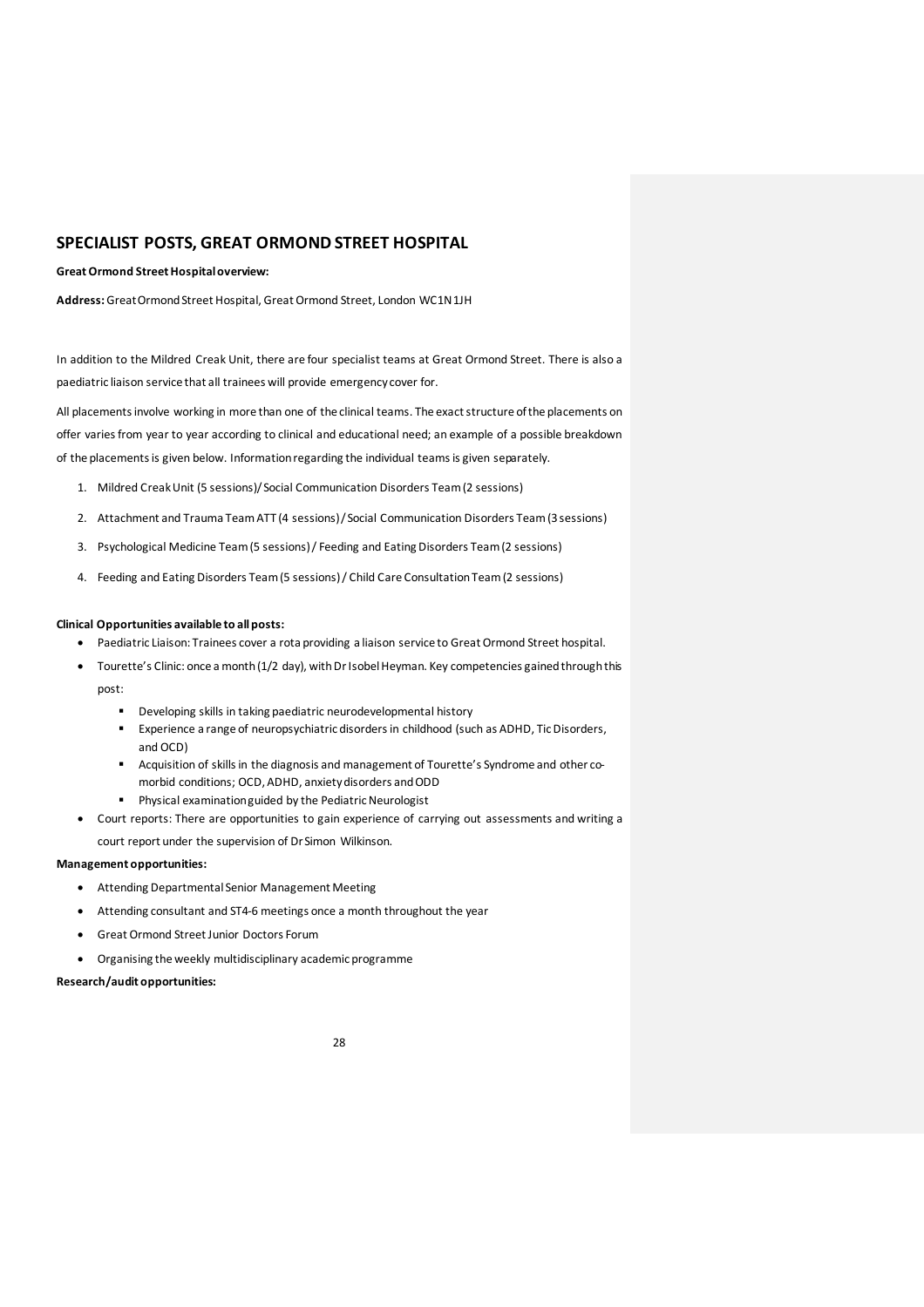## SPECIALIST POSTS, GREAT ORMOND STREET HOSPITAL

**Great Ormond Street Hospital overview:**

**Address:** Great Ormond Street Hospital, Great Ormond Street, London WC1N 1JH

In addition to the Mildred Creak Unit, there are four specialist teams at Great Ormond Street. There is also a paediatric liaison service that all trainees will provide emergency cover for.

All placements involve working in more than one of the clinical teams. The exact structure of the placements on offer varies from year to year according to clinical and educational need; an example of a possible breakdown of the placements is given below. Information regarding the individual teams is given separately.

1. Mildred Creak Unit (5 sessions)/ Social Communication Disorders Team (2 sessions)
2. Attachment and Trauma Team ATT (4 sessions) / Social Communication Disorders Team (3 sessions)
3. Psychological Medicine Team (5 sessions) / Feeding and Eating Disorders Team (2 sessions)
4. Feeding and Eating Disorders Team (5 sessions) / Child Care Consultation Team (2 sessions)

**Clinical Opportunities available to all posts:**

- Paediatric Liaison: Trainees cover a rota providing a liaison service to Great Ormond Street hospital.
- Tourette's Clinic: once a month (1/2 day), with Dr Isobel Heyman. Key competencies gained through this post:
  - Developing skills in taking paediatric neurodevelopmental history
  - Experience a range of neuropsychiatric disorders in childhood (such as ADHD, Tic Disorders, and OCD)
  - Acquisition of skills in the diagnosis and management of Tourette's Syndrome and other co-morbid conditions; OCD, ADHD, anxiety disorders and ODD
  - Physical examination guided by the Pediatric Neurologist
- Court reports: There are opportunities to gain experience of carrying out assessments and writing a court report under the supervision of Dr Simon Wilkinson.

**Management opportunities:**

- Attending Departmental Senior Management Meeting
- Attending consultant and ST4-6 meetings once a month throughout the year
- Great Ormond Street Junior Doctors Forum
- Organising the weekly multidisciplinary academic programme

**Research/audit opportunities:**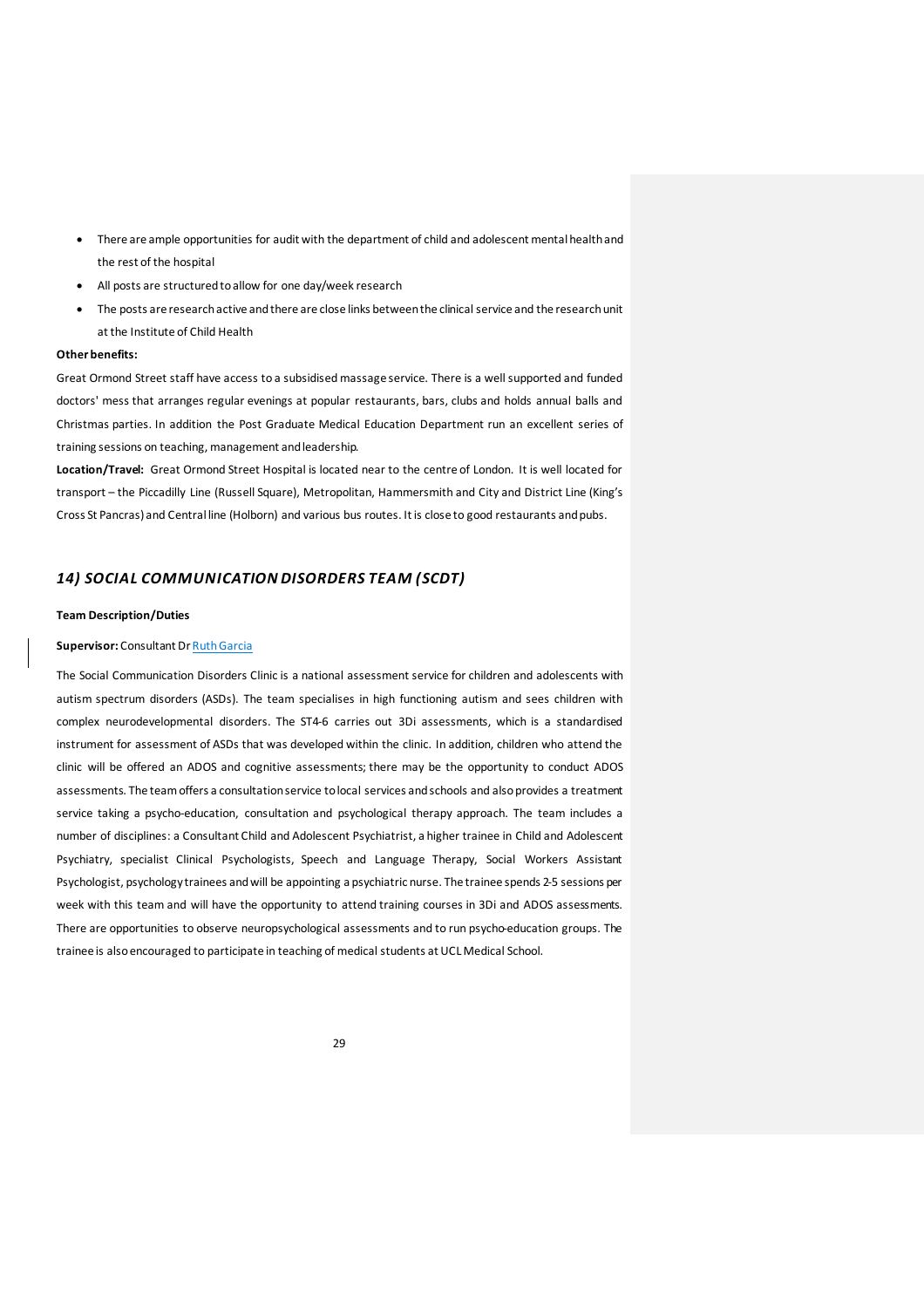- There are ample opportunities for audit with the department of child and adolescent mental health and the rest of the hospital
- All posts are structured to allow for one day/week research
- The posts are research active and there are close links between the clinical service and the research unit at the Institute of Child Health

**Other benefits:**

Great Ormond Street staff have access to a subsidised massage service. There is a well supported and funded doctors' mess that arranges regular evenings at popular restaurants, bars, clubs and holds annual balls and Christmas parties. In addition the Post Graduate Medical Education Department run an excellent series of training sessions on teaching, management and leadership.

**Location/Travel:** Great Ormond Street Hospital is located near to the centre of London. It is well located for transport – the Piccadilly Line (Russell Square), Metropolitan, Hammersmith and City and District Line (King's Cross St Pancras) and Central line (Holborn) and various bus routes. It is close to good restaurants and pubs.

## *14) SOCIAL COMMUNICATION DISORDERS TEAM (SCDT)*

**Team Description/Duties**

**Supervisor:** Consultant Dr Ruth Garcia

The Social Communication Disorders Clinic is a national assessment service for children and adolescents with autism spectrum disorders (ASDs). The team specialises in high functioning autism and sees children with complex neurodevelopmental disorders. The ST4-6 carries out 3Di assessments, which is a standardised instrument for assessment of ASDs that was developed within the clinic. In addition, children who attend the clinic will be offered an ADOS and cognitive assessments; there may be the opportunity to conduct ADOS assessments. The team offers a consultation service to local services and schools and also provides a treatment service taking a psycho-education, consultation and psychological therapy approach. The team includes a number of disciplines: a Consultant Child and Adolescent Psychiatrist, a higher trainee in Child and Adolescent Psychiatry, specialist Clinical Psychologists, Speech and Language Therapy, Social Workers Assistant Psychologist, psychology trainees and will be appointing a psychiatric nurse. The trainee spends 2-5 sessions per week with this team and will have the opportunity to attend training courses in 3Di and ADOS assessments. There are opportunities to observe neuropsychological assessments and to run psycho-education groups. The trainee is also encouraged to participate in teaching of medical students at UCL Medical School.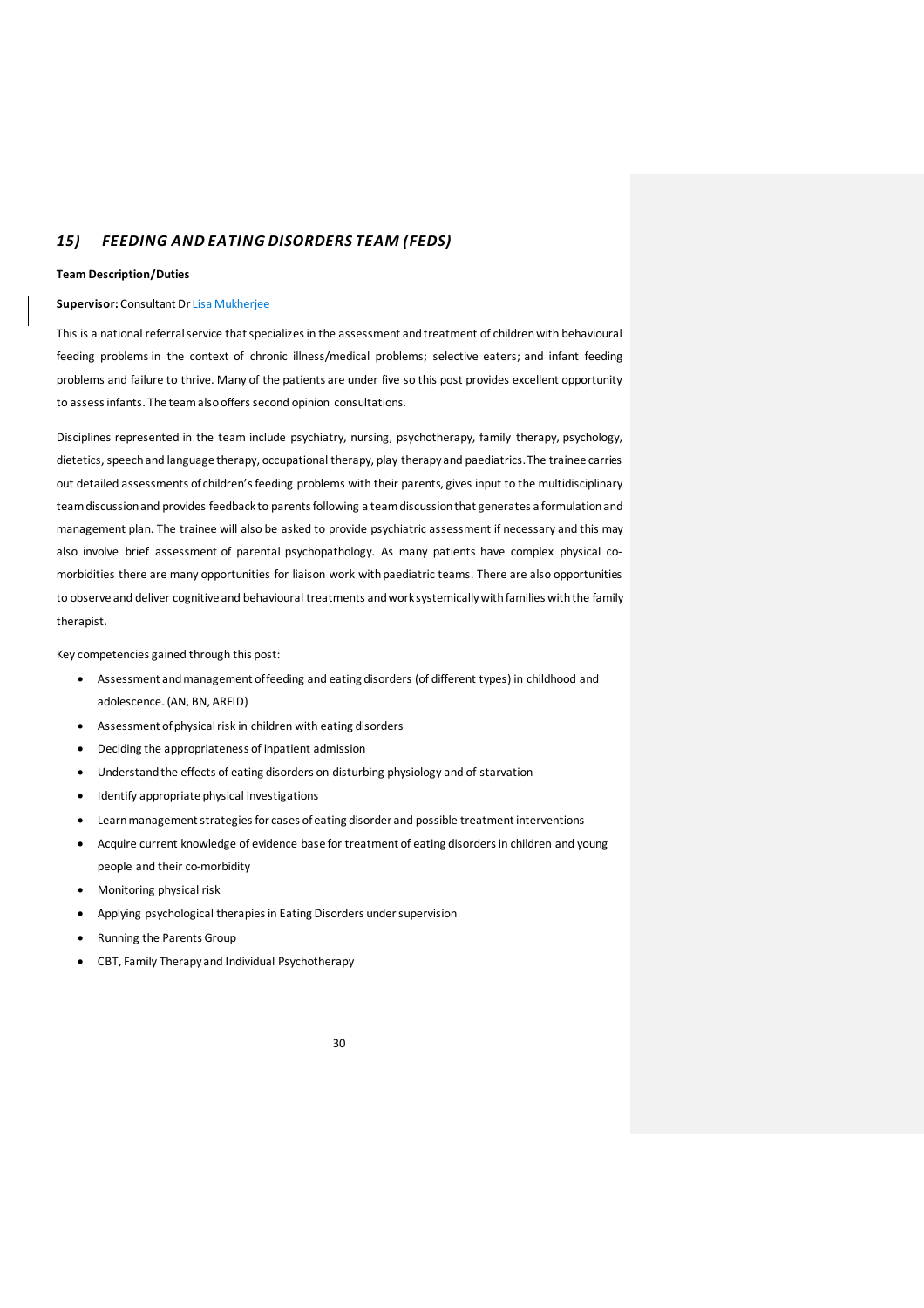## *15) FEEDING AND EATING DISORDERS TEAM (FEDS)*

**Team Description/Duties**

**Supervisor:** Consultant Dr Lisa Mukherjee

This is a national referral service that specializes in the assessment and treatment of children with behavioural feeding problems in the context of chronic illness/medical problems; selective eaters; and infant feeding problems and failure to thrive. Many of the patients are under five so this post provides excellent opportunity to assess infants. The team also offers second opinion consultations.

Disciplines represented in the team include psychiatry, nursing, psychotherapy, family therapy, psychology, dietetics, speech and language therapy, occupational therapy, play therapy and paediatrics. The trainee carries out detailed assessments of children's feeding problems with their parents, gives input to the multidisciplinary team discussion and provides feedback to parents following a team discussion that generates a formulation and management plan. The trainee will also be asked to provide psychiatric assessment if necessary and this may also involve brief assessment of parental psychopathology. As many patients have complex physical co-morbidities there are many opportunities for liaison work with paediatric teams. There are also opportunities to observe and deliver cognitive and behavioural treatments and work systemically with families with the family therapist.

Key competencies gained through this post:

- Assessment and management of feeding and eating disorders (of different types) in childhood and adolescence. (AN, BN, ARFID)
- Assessment of physical risk in children with eating disorders
- Deciding the appropriateness of inpatient admission
- Understand the effects of eating disorders on disturbing physiology and of starvation
- Identify appropriate physical investigations
- Learn management strategies for cases of eating disorder and possible treatment interventions
- Acquire current knowledge of evidence base for treatment of eating disorders in children and young people and their co-morbidity
- Monitoring physical risk
- Applying psychological therapies in Eating Disorders under supervision
- Running the Parents Group
- CBT, Family Therapy and Individual Psychotherapy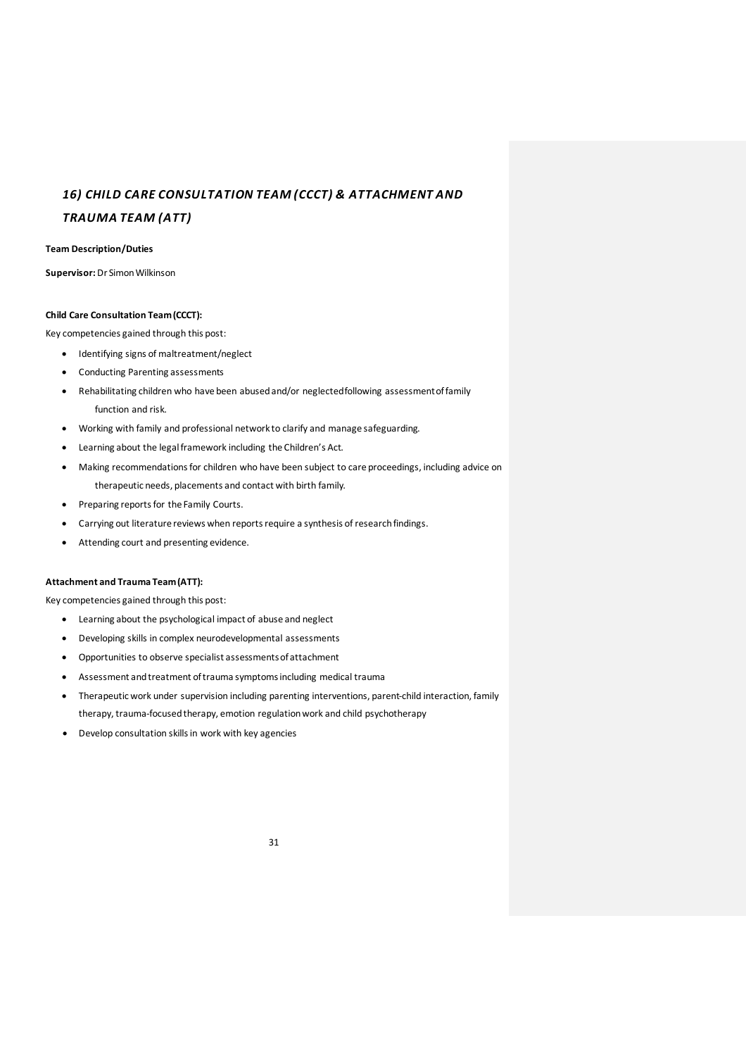## *16) CHILD CARE CONSULTATION TEAM (CCCT) & ATTACHMENT AND TRAUMA TEAM (ATT)*

**Team Description/Duties**

**Supervisor:** Dr Simon Wilkinson

**Child Care Consultation Team (CCCT):**

Key competencies gained through this post:

- Identifying signs of maltreatment/neglect
- Conducting Parenting assessments
- Rehabilitating children who have been abused and/or neglected following assessment of family function and risk.
- Working with family and professional network to clarify and manage safeguarding.
- Learning about the legal framework including the Children's Act.
- Making recommendations for children who have been subject to care proceedings, including advice on therapeutic needs, placements and contact with birth family.
- Preparing reports for the Family Courts.
- Carrying out literature reviews when reports require a synthesis of research findings.
- Attending court and presenting evidence.

**Attachment and Trauma Team (ATT):**

Key competencies gained through this post:

- Learning about the psychological impact of abuse and neglect
- Developing skills in complex neurodevelopmental assessments
- Opportunities to observe specialist assessments of attachment
- Assessment and treatment of trauma symptoms including medical trauma
- Therapeutic work under supervision including parenting interventions, parent-child interaction, family therapy, trauma-focused therapy, emotion regulation work and child psychotherapy
- Develop consultation skills in work with key agencies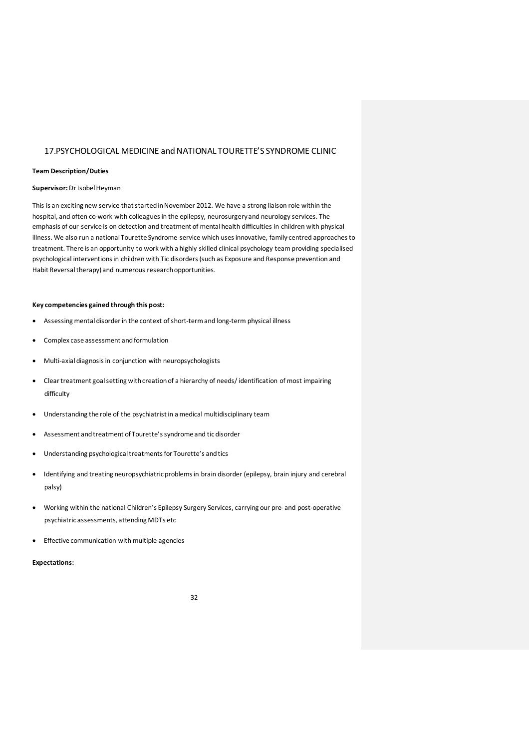## 17.PSYCHOLOGICAL MEDICINE and NATIONAL TOURETTE'S SYNDROME CLINIC

**Team Description/Duties**

**Supervisor:** Dr Isobel Heyman

This is an exciting new service that started in November 2012. We have a strong liaison role within the hospital, and often co-work with colleagues in the epilepsy, neurosurgery and neurology services. The emphasis of our service is on detection and treatment of mental health difficulties in children with physical illness. We also run a national Tourette Syndrome service which uses innovative, family-centred approaches to treatment. There is an opportunity to work with a highly skilled clinical psychology team providing specialised psychological interventions in children with Tic disorders (such as Exposure and Response prevention and Habit Reversal therapy) and numerous research opportunities.

**Key competencies gained through this post:**

- Assessing mental disorder in the context of short-term and long-term physical illness
- Complex case assessment and formulation
- Multi-axial diagnosis in conjunction with neuropsychologists
- Clear treatment goal setting with creation of a hierarchy of needs/ identification of most impairing difficulty
- Understanding the role of the psychiatrist in a medical multidisciplinary team
- Assessment and treatment of Tourette's syndrome and tic disorder
- Understanding psychological treatments for Tourette's and tics
- Identifying and treating neuropsychiatric problems in brain disorder (epilepsy, brain injury and cerebral palsy)
- Working within the national Children's Epilepsy Surgery Services, carrying our pre- and post-operative psychiatric assessments, attending MDTs etc
- Effective communication with multiple agencies

**Expectations:**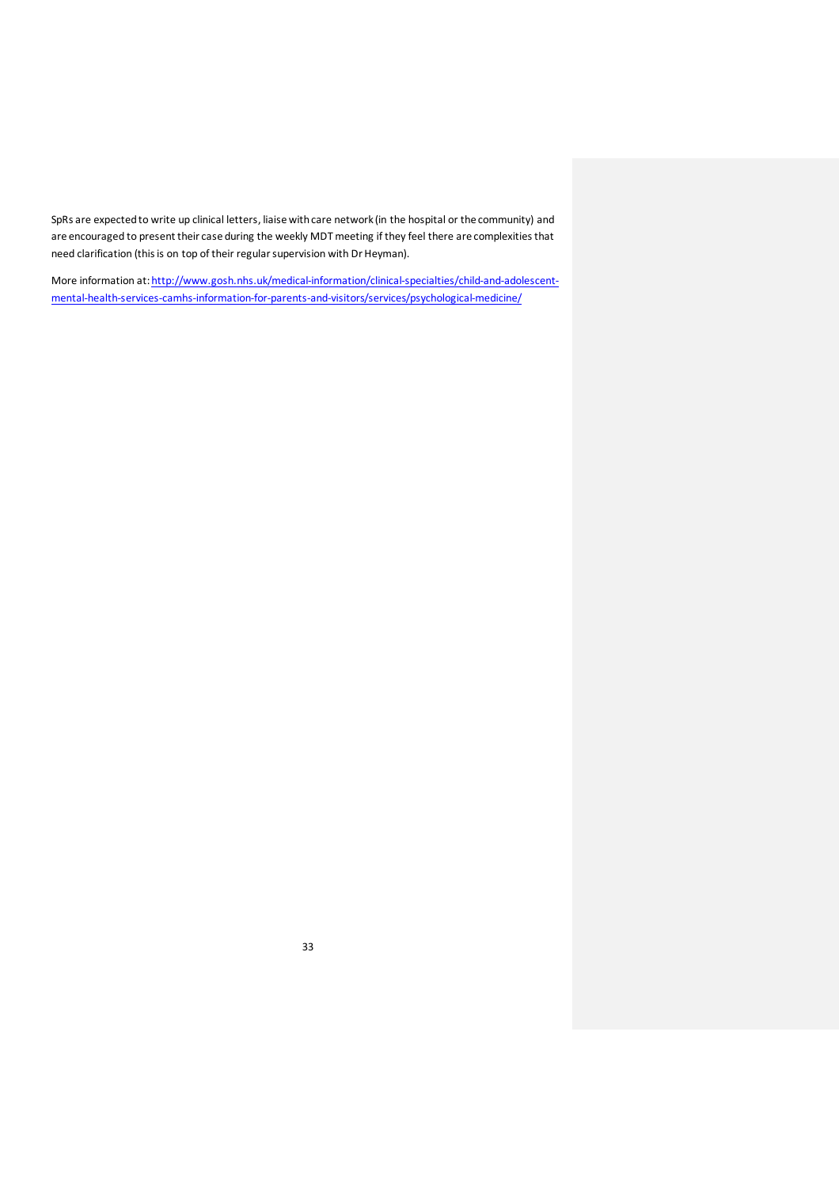SpRs are expected to write up clinical letters, liaise with care network (in the hospital or the community) and are encouraged to present their case during the weekly MDT meeting if they feel there are complexities that need clarification (this is on top of their regular supervision with Dr Heyman).

More information at: [http://www.gosh.nhs.uk/medical-information/clinical-specialties/child-and-adolescent-mental-health-services-camhs-information-for-parents-and-visitors/services/psychological-medicine/](http://www.gosh.nhs.uk/medical-information/clinical-specialties/child-and-adolescent-mental-health-services-camhs-information-for-parents-and-visitors/services/psychological-medicine/)